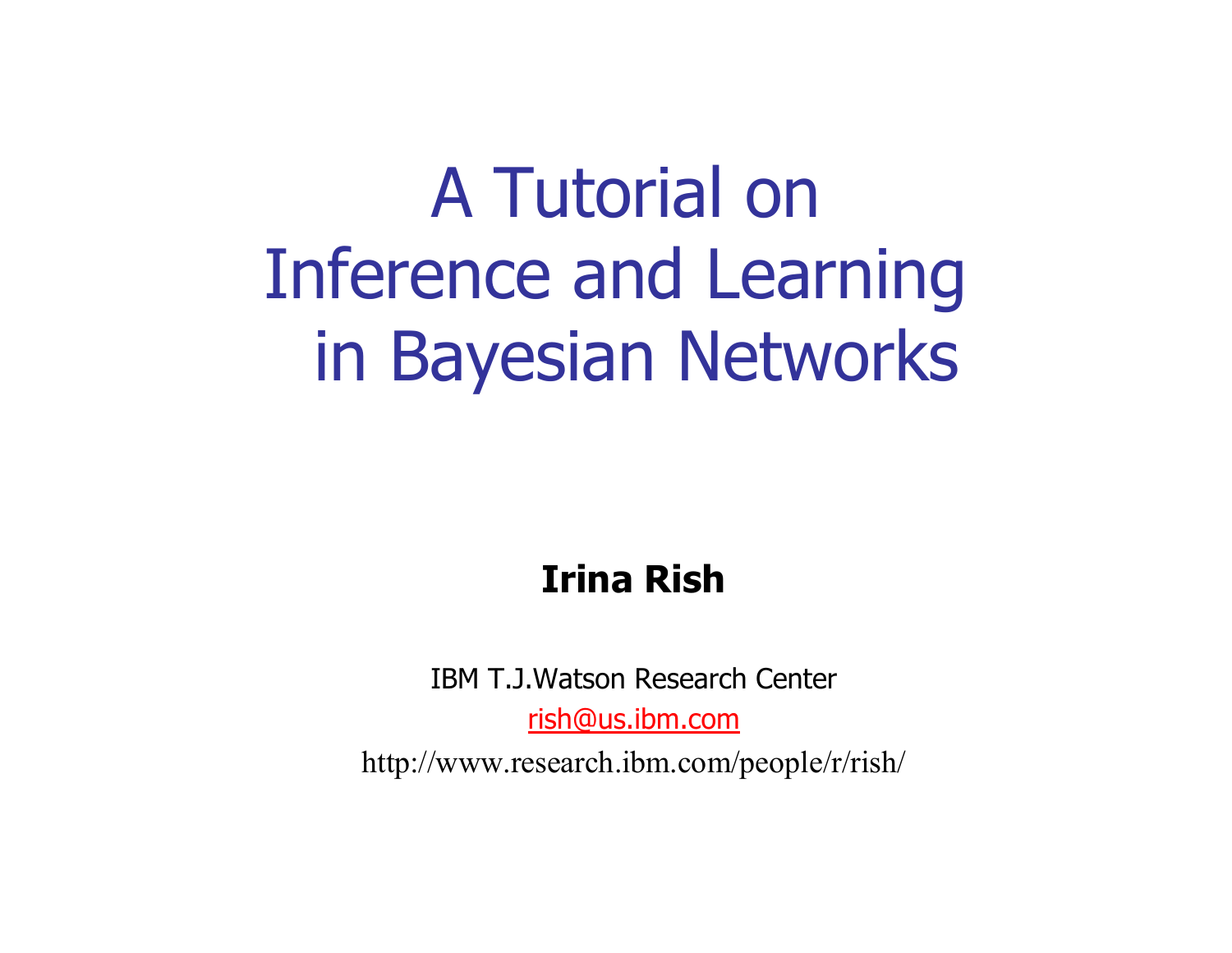# A Tutorial on Inference and Learning in Bayesian Networks

**Irina Rish**

IBM T.J.Watson Research Center

rish@us.ibm.com

http://www.research.ibm.com/people/r/rish/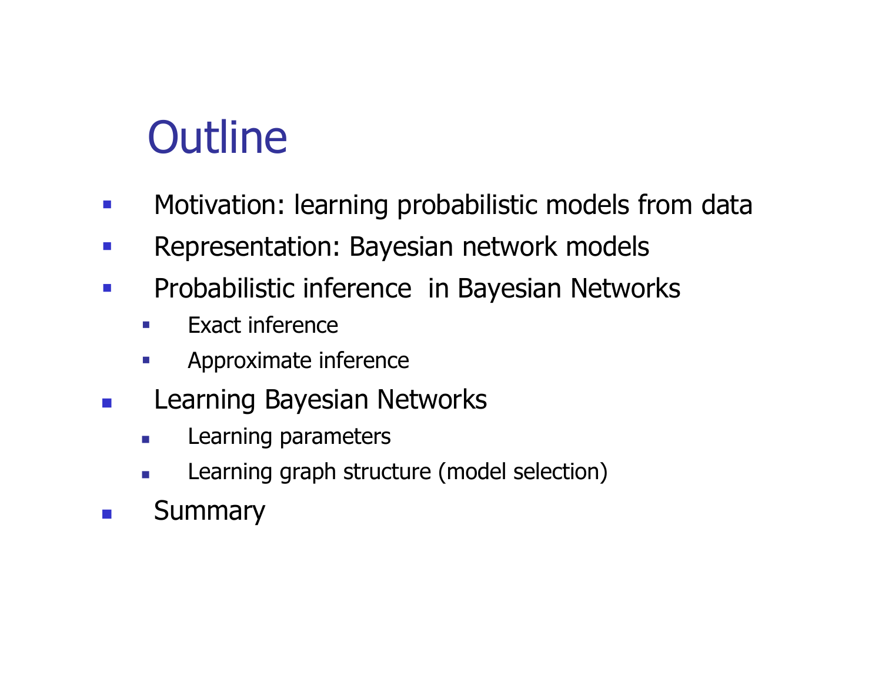# Outline

- Motivation: learning probabilistic models from data
- Representation: Bayesian network models
- Probabilistic inference in Bayesian Networks
  - Exact inference
  - Approximate inference
- Learning Bayesian Networks
  - Learning parameters
  - Learning graph structure (model selection)
- Summary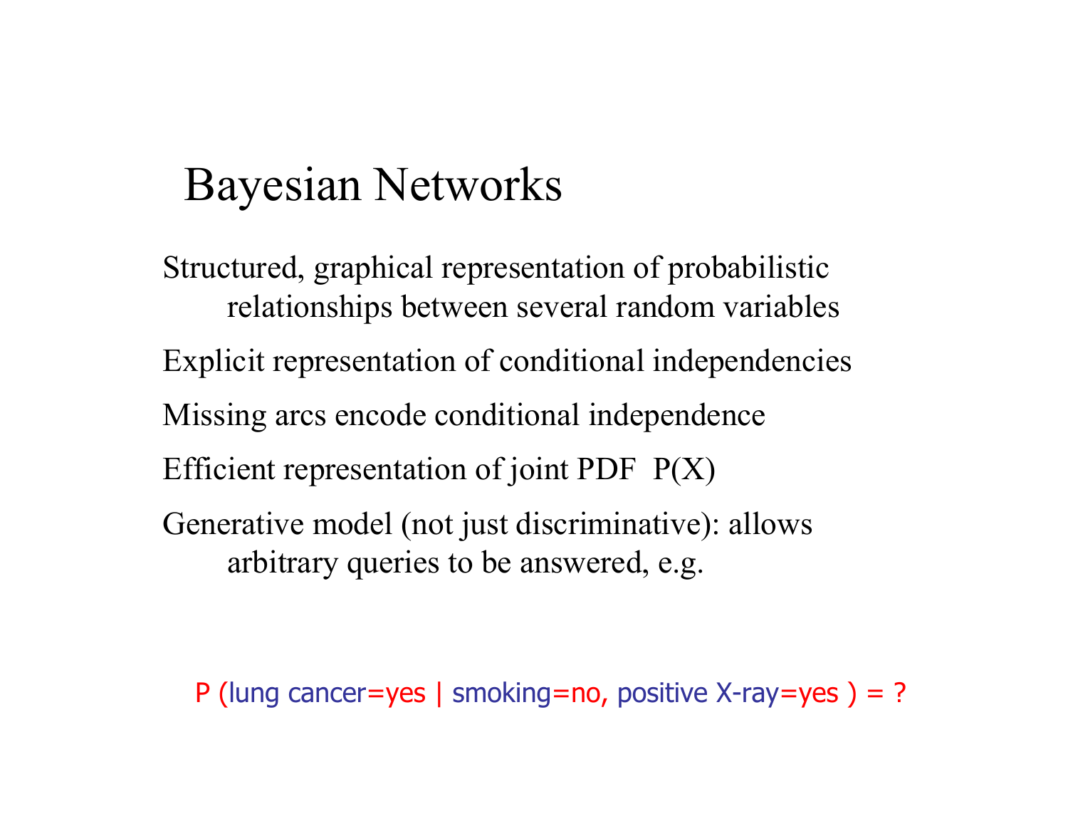# Bayesian Networks

Structured, graphical representation of probabilistic relationships between several random variables

Explicit representation of conditional independencies

Missing arcs encode conditional independence

Efficient representation of joint PDF P(X)

Generative model (not just discriminative): allows arbitrary queries to be answered, e.g.

P (lung cancer=yes | smoking=no, positive X-ray=yes ) = ?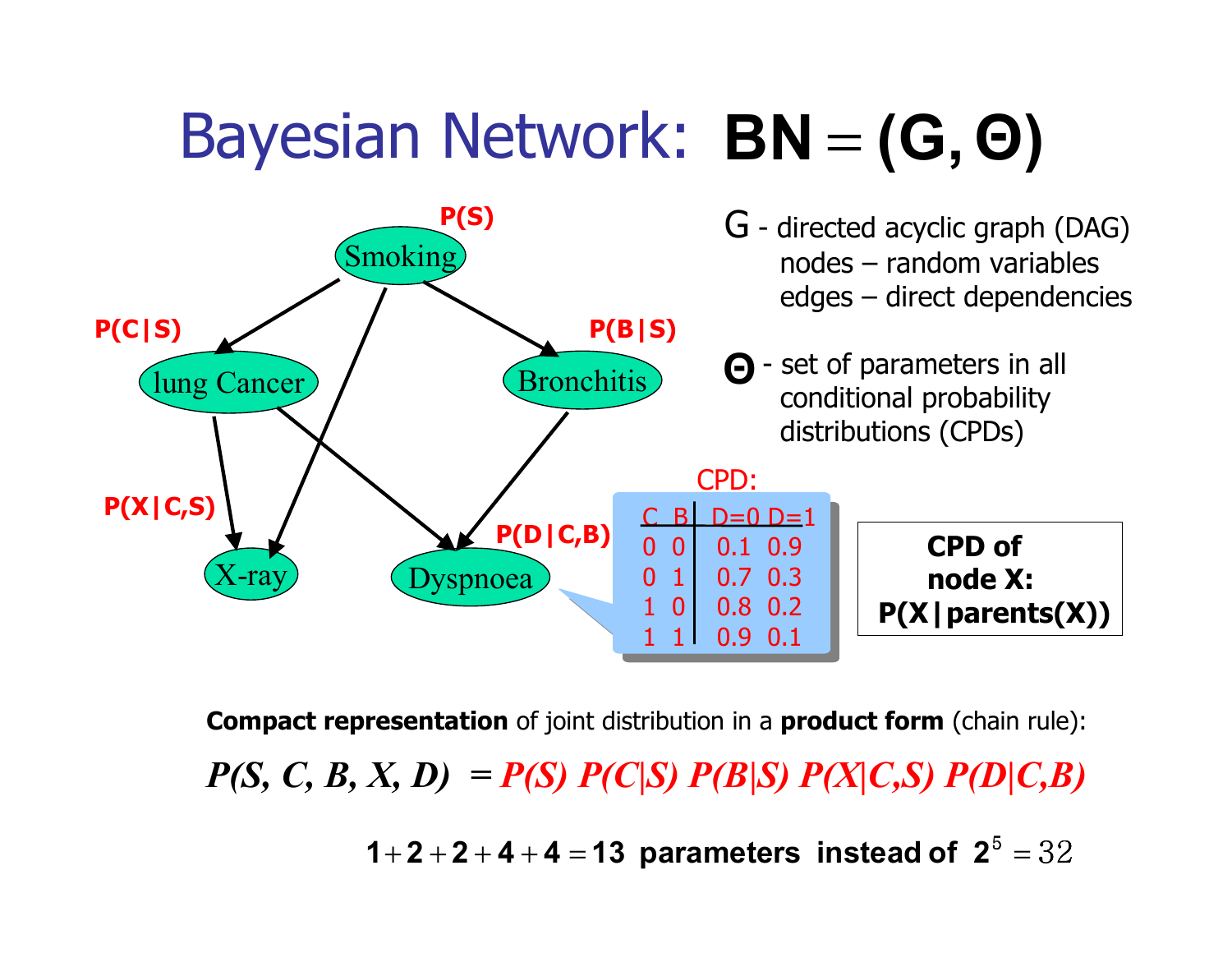# Bayesian Network: $\mathbf{BN} = (\mathbf{G}, \mathbf{\Theta})$

**G** - directed acyclic graph (DAG)
- nodes – random variables
- edges – direct dependencies

**Θ** - set of parameters in all conditional probability distributions (CPDs)

Nodes and their CPDs:
- Smoking: **P(S)**
- lung Cancer: **P(C|S)**
- Bronchitis: **P(B|S)**
- X-ray: **P(X|C,S)**
- Dyspnoea: **P(D|C,B)**

CPD:

| C | B | D=0 | D=1 |
|---|---|---|---|
| 0 | 0 | 0.1 | 0.9 |
| 0 | 1 | 0.7 | 0.3 |
| 1 | 0 | 0.8 | 0.2 |
| 1 | 1 | 0.9 | 0.1 |

**CPD of node X: P(X|parents(X))**

**Compact representation** of joint distribution in a **product form** (chain rule):

$$P(S, C, B, X, D) = P(S)\,P(C|S)\,P(B|S)\,P(X|C,S)\,P(D|C,B)$$

$$\mathbf{1+2+2+4+4=13} \text{ parameters instead of } \mathbf{2^5} = 32$$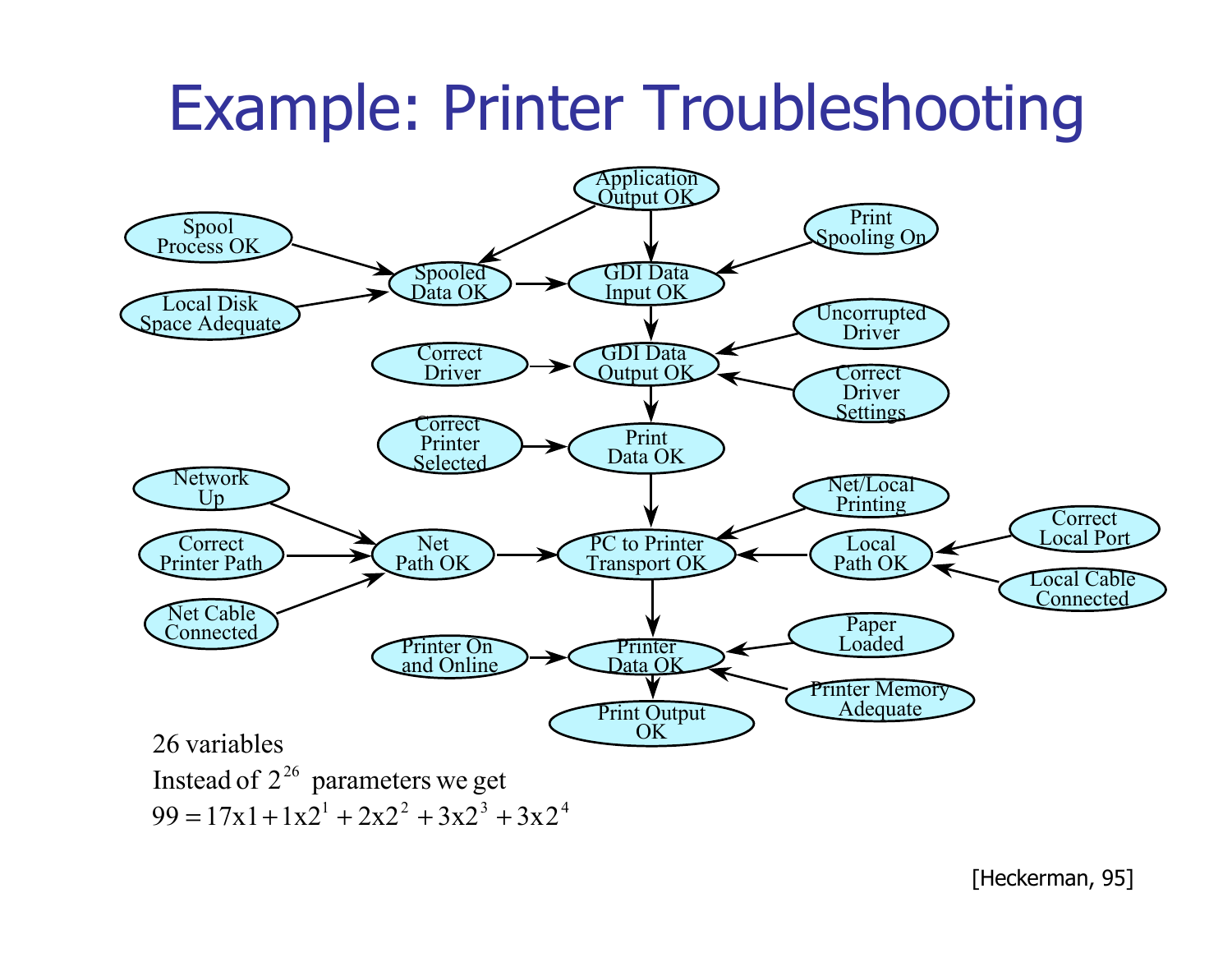# Example: Printer Troubleshooting

26 variables

Instead of $2^{26}$ parameters we get

$99 = 17 \times 1 + 1 \times 2^1 + 2 \times 2^2 + 3 \times 2^3 + 3 \times 2^4$

[Heckerman, 95]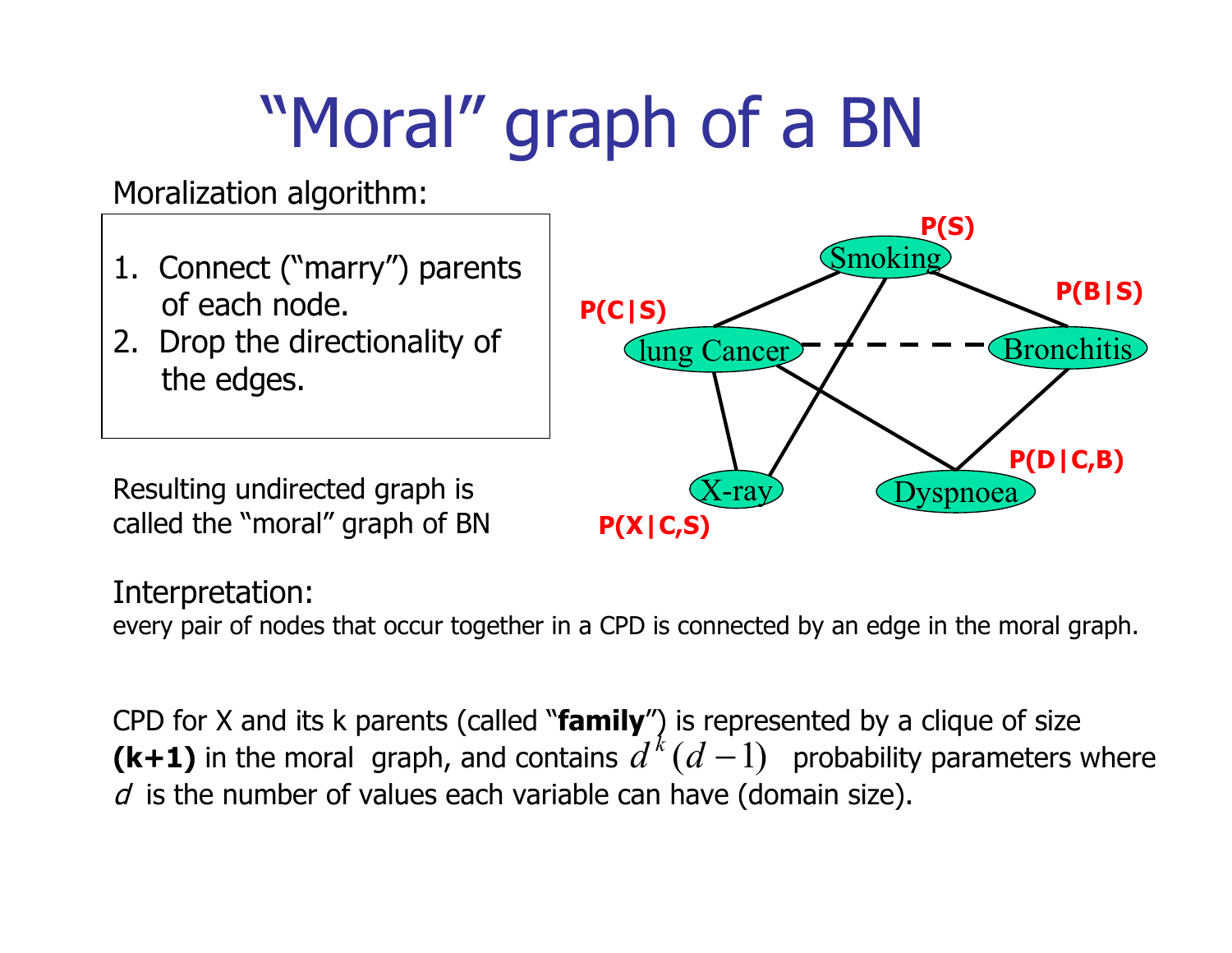# "Moral" graph of a BN

Moralization algorithm:

1. Connect ("marry") parents of each node.
2. Drop the directionality of the edges.

Resulting undirected graph is called the "moral" graph of BN

P(S)

P(C|S)

P(B|S)

P(D|C,B)

P(X|C,S)

Smoking

lung Cancer

Bronchitis

X-ray

Dyspnoea

Interpretation:

every pair of nodes that occur together in a CPD is connected by an edge in the moral graph.

CPD for X and its k parents (called "**family**") is represented by a clique of size **(k+1)** in the moral graph, and contains $d^k(d-1)$ probability parameters where $d$ is the number of values each variable can have (domain size).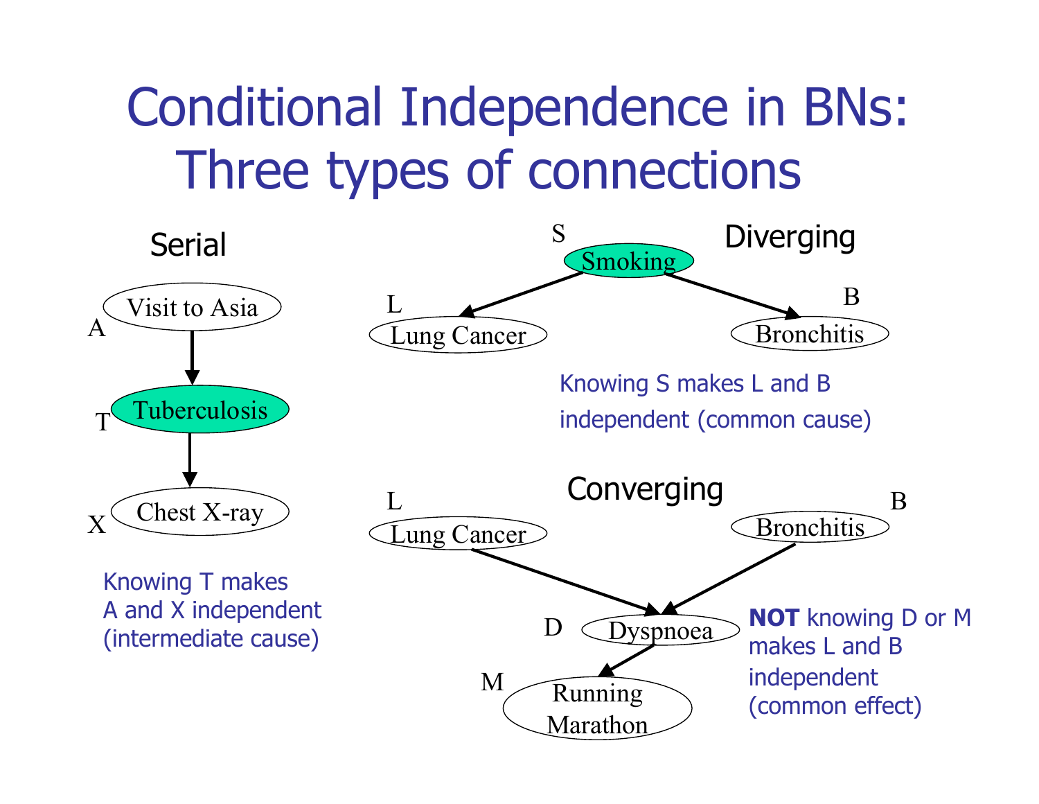# Conditional Independence in BNs: Three types of connections

## Serial

A: Visit to Asia → T: Tuberculosis → X: Chest X-ray

Knowing T makes A and X independent (intermediate cause)

## Diverging

S: Smoking → L: Lung Cancer

S: Smoking → B: Bronchitis

Knowing S makes L and B independent (common cause)

## Converging

L: Lung Cancer → D: Dyspnoea

B: Bronchitis → D: Dyspnoea

D: Dyspnoea → M: Running Marathon

**NOT** knowing D or M makes L and B independent (common effect)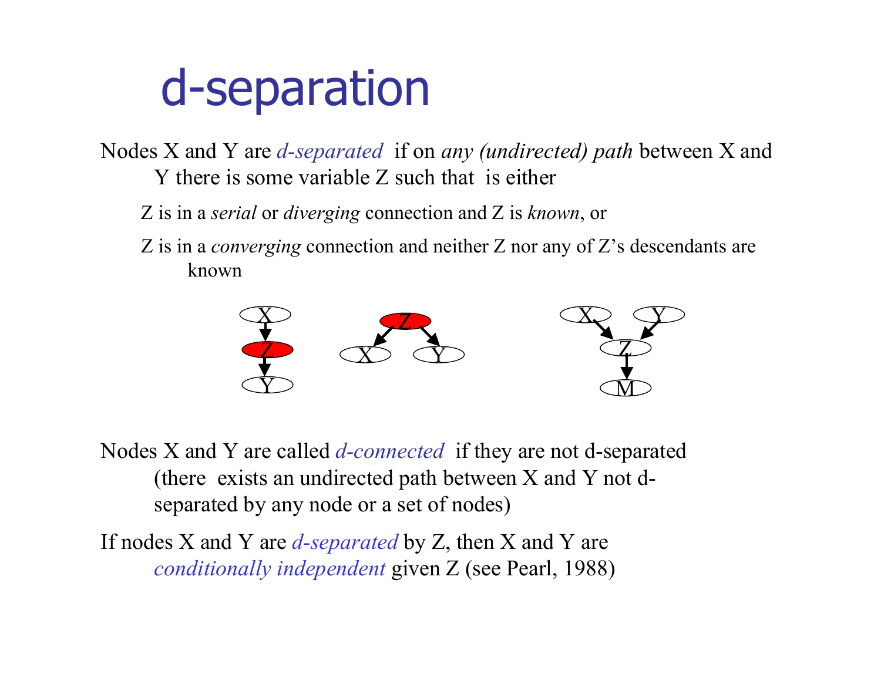# d-separation

Nodes X and Y are *d-separated* if on *any (undirected) path* between X and Y there is some variable Z such that is either

- Z is in a *serial* or *diverging* connection and Z is *known*, or
- Z is in a *converging* connection and neither Z nor any of Z's descendants are known

Nodes X and Y are called *d-connected* if they are not d-separated (there exists an undirected path between X and Y not d-separated by any node or a set of nodes)

If nodes X and Y are *d-separated* by Z, then X and Y are *conditionally independent* given Z (see Pearl, 1988)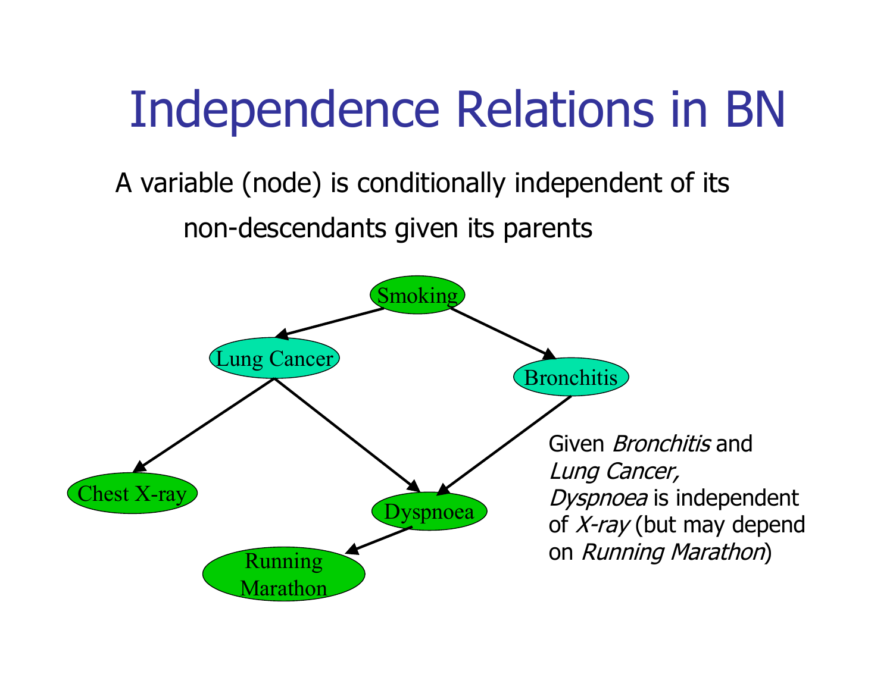# Independence Relations in BN

A variable (node) is conditionally independent of its non-descendants given its parents

Smoking

Lung Cancer

Bronchitis

Chest X-ray

Dyspnoea

Running Marathon

Given *Bronchitis* and *Lung Cancer, Dyspnoea* is independent of *X-ray* (but may depend on *Running Marathon*)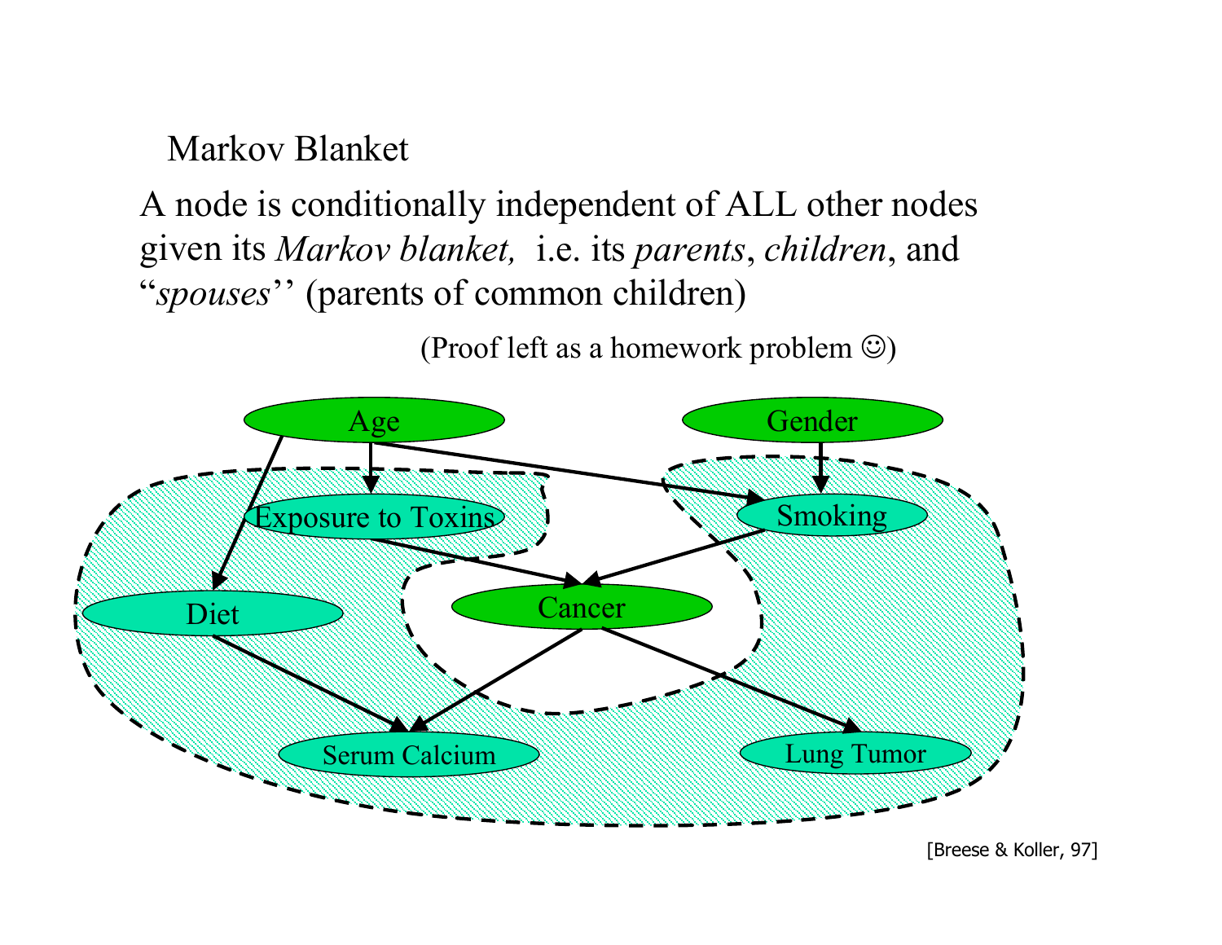# Markov Blanket

A node is conditionally independent of ALL other nodes given its *Markov blanket,* i.e. its *parents*, *children*, and "*spouses*" (parents of common children)

(Proof left as a homework problem ☺)

Age

Gender

Exposure to Toxins

Smoking

Diet

Cancer

Serum Calcium

Lung Tumor

[Breese & Koller, 97]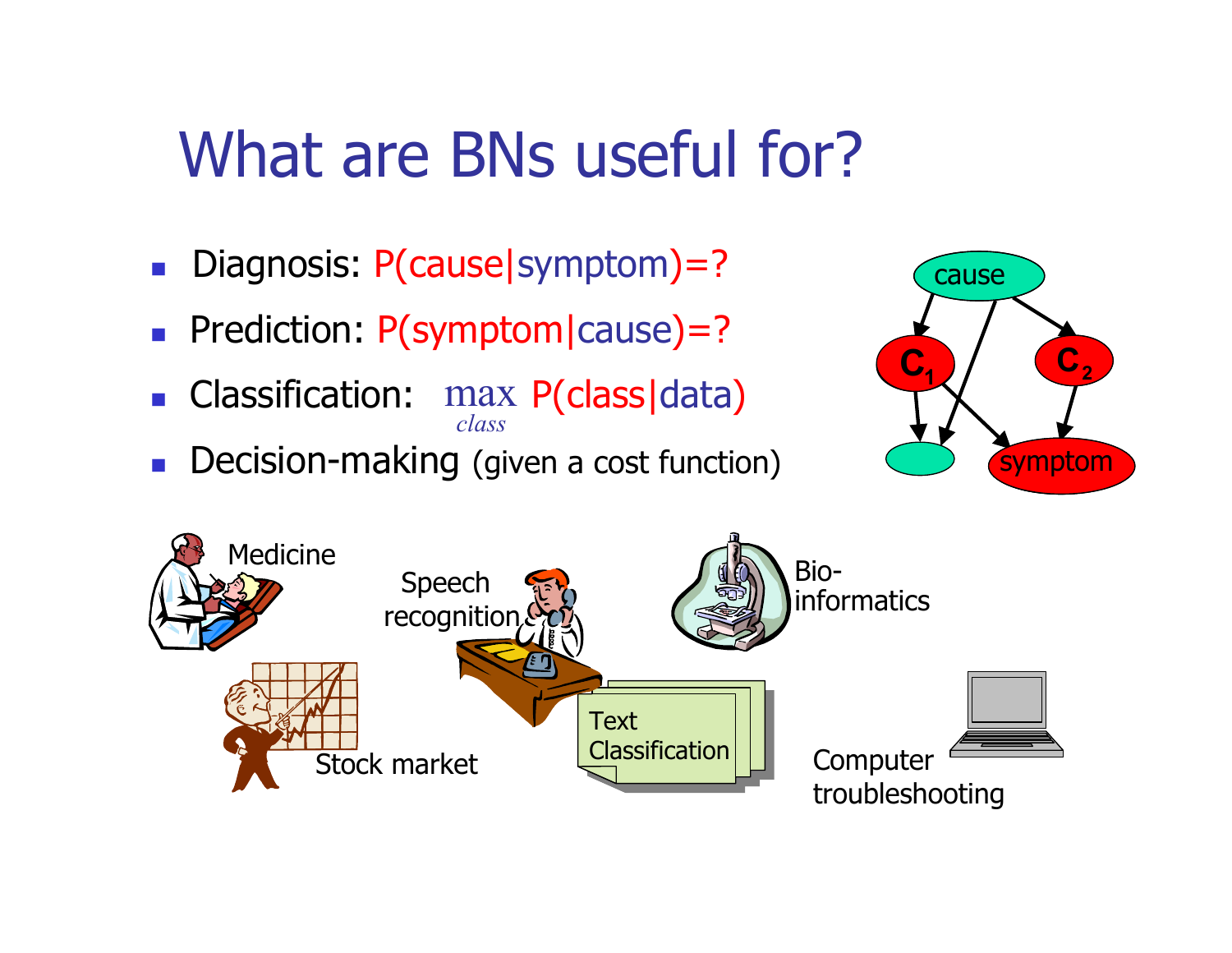# What are BNs useful for?

- Diagnosis: P(cause|symptom)=?
- Prediction: P(symptom|cause)=?
- Classification: $\max_{class}$ P(class|data)
- Decision-making (given a cost function)

cause

$C_1$

$C_2$

symptom

Medicine

Speech recognition

Bio-informatics

Stock market

Text Classification

Computer troubleshooting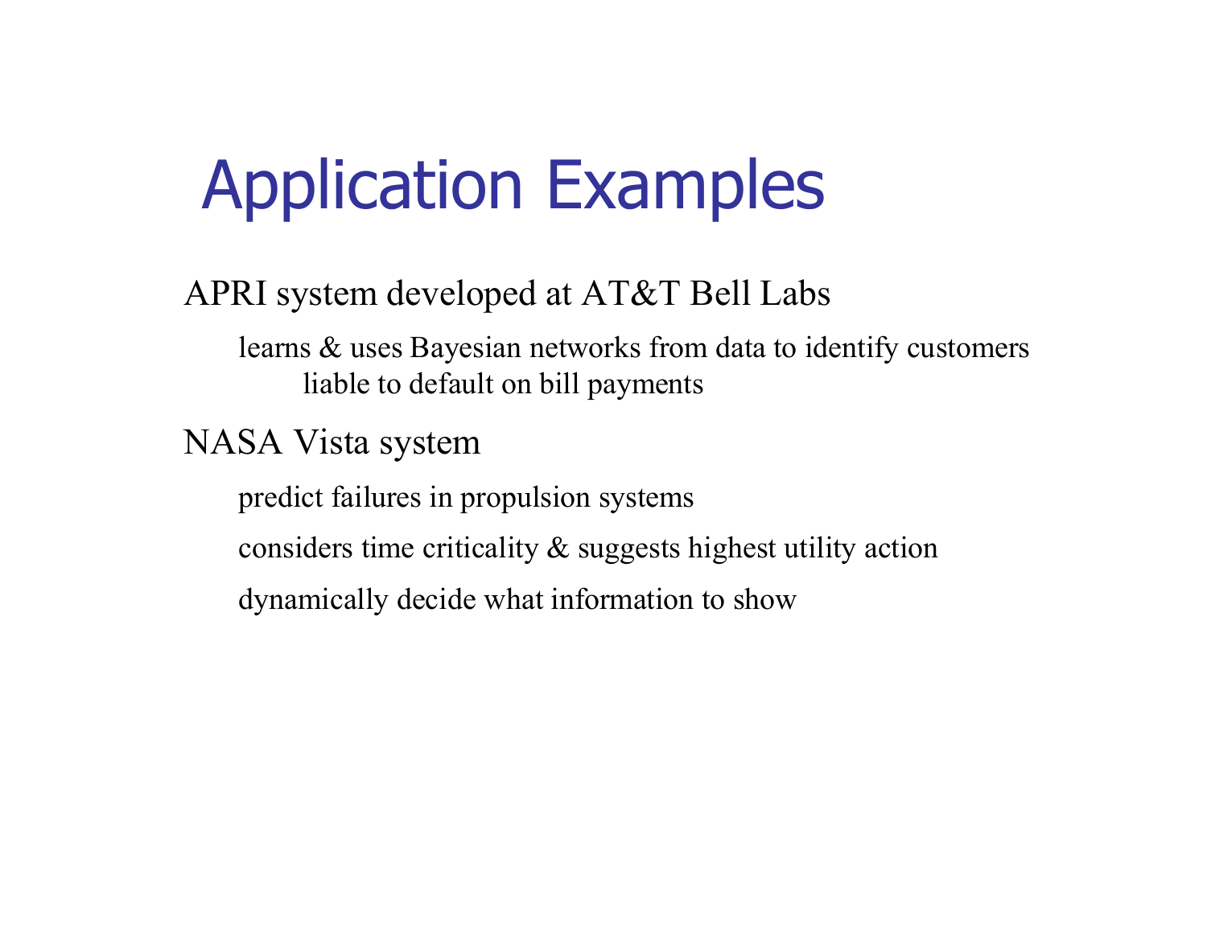# Application Examples

- APRI system developed at AT&T Bell Labs
  - learns & uses Bayesian networks from data to identify customers liable to default on bill payments
- NASA Vista system
  - predict failures in propulsion systems
  - considers time criticality & suggests highest utility action
  - dynamically decide what information to show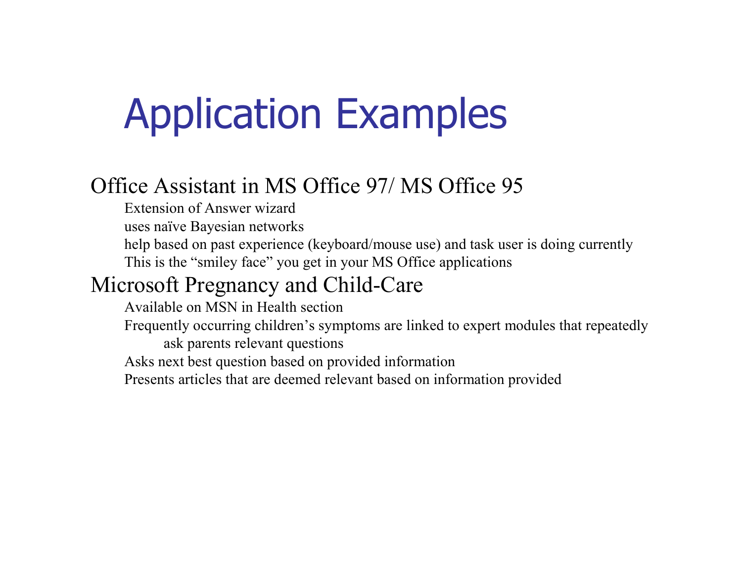# Application Examples

Office Assistant in MS Office 97/ MS Office 95

- Extension of Answer wizard
- uses naïve Bayesian networks
- help based on past experience (keyboard/mouse use) and task user is doing currently
- This is the “smiley face” you get in your MS Office applications

Microsoft Pregnancy and Child-Care

- Available on MSN in Health section
- Frequently occurring children’s symptoms are linked to expert modules that repeatedly ask parents relevant questions
- Asks next best question based on provided information
- Presents articles that are deemed relevant based on information provided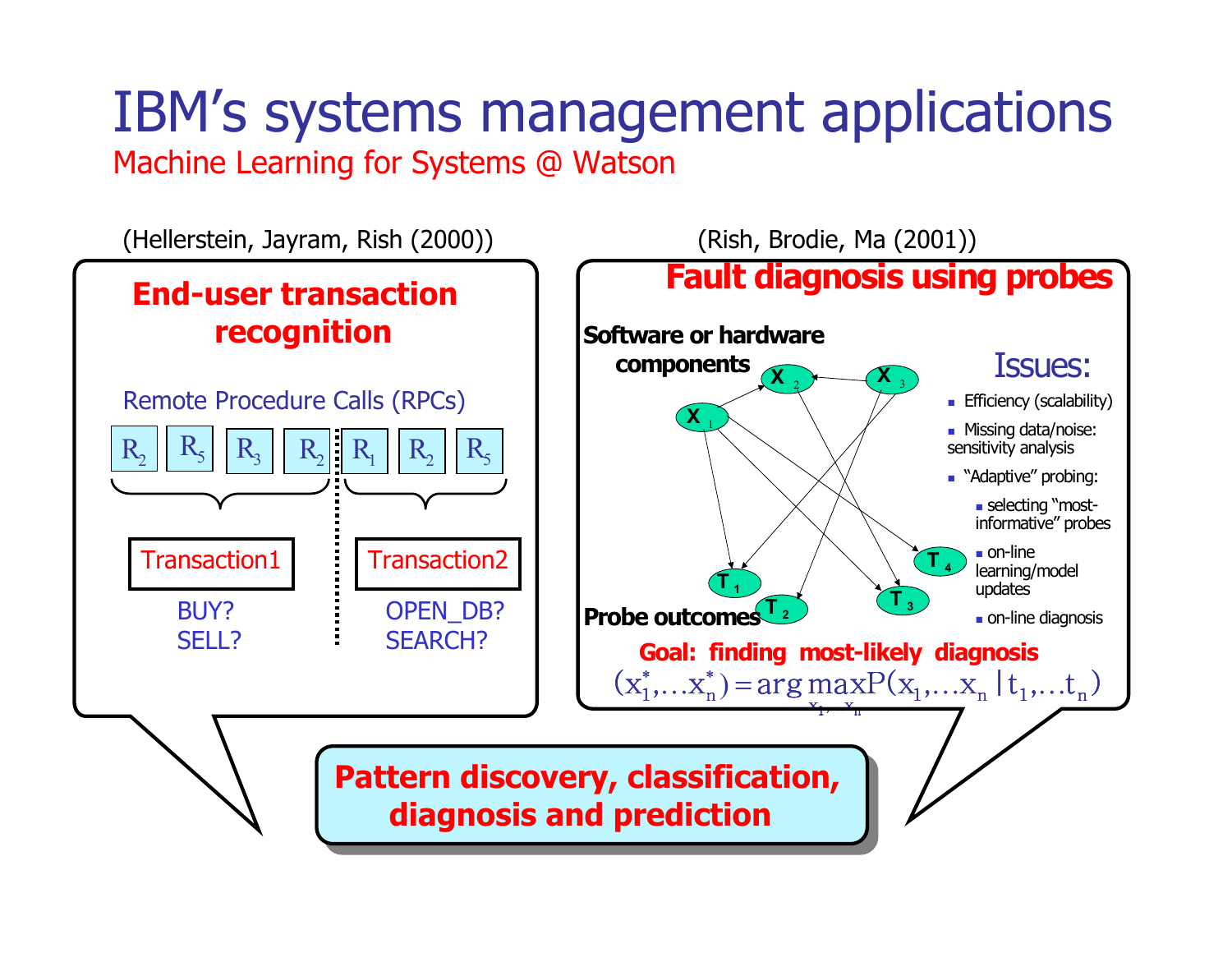# IBM's systems management applications

Machine Learning for Systems @ Watson

(Hellerstein, Jayram, Rish (2000))

## End-user transaction recognition

Remote Procedure Calls (RPCs)

$R_2$ $R_5$ $R_3$ $R_2$ | $R_1$ $R_2$ $R_5$

Transaction1: BUY? SELL?

Transaction2: OPEN_DB? SEARCH?

(Rish, Brodie, Ma (2001))

## Fault diagnosis using probes

Software or hardware components: $X_1$, $X_2$, $X_3$

Probe outcomes: $T_1$, $T_2$, $T_3$, $T_4$

Issues:

- Efficiency (scalability)
- Missing data/noise: sensitivity analysis
- "Adaptive" probing:
  - selecting "most-informative" probes
  - on-line learning/model updates
  - on-line diagnosis

**Goal: finding most-likely diagnosis**

$$(x_1^*, \ldots x_n^*) = \arg\max_{x_1, \ldots x_n} P(x_1, \ldots x_n \mid t_1, \ldots t_n)$$

**Pattern discovery, classification, diagnosis and prediction**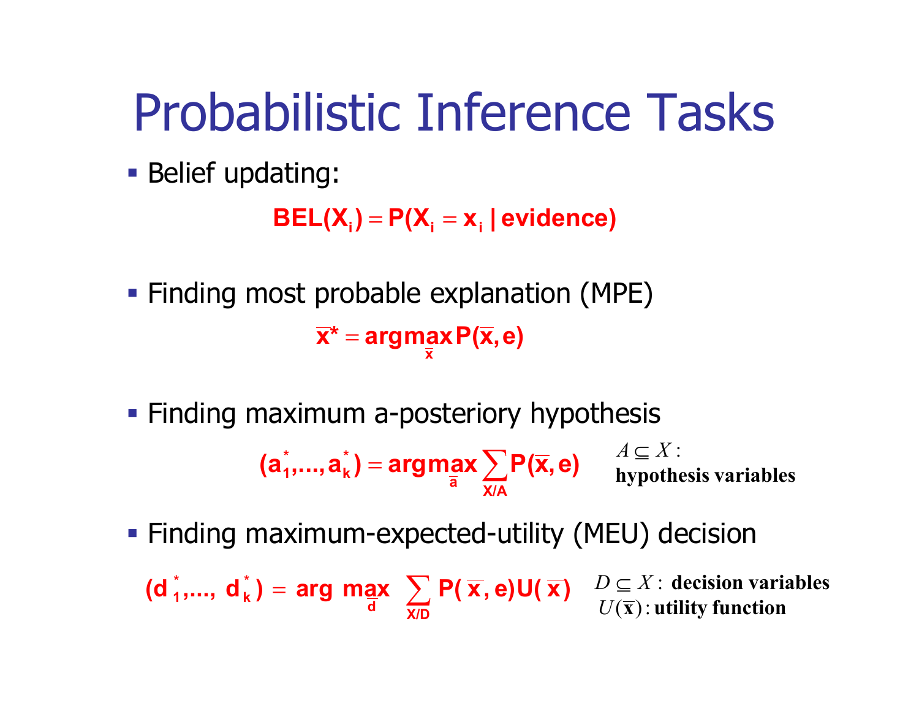# Probabilistic Inference Tasks

- Belief updating:

$$\mathbf{BEL(X_i) = P(X_i = x_i \mid evidence)}$$

- Finding most probable explanation (MPE)

$$\mathbf{\bar{x}^* = \arg\max_{\bar{x}} P(\bar{x}, e)}$$

- Finding maximum a-posteriory hypothesis

$$\mathbf{(a_1^*,...,a_k^*) = \arg\max_{\bar{a}} \sum_{X/A} P(\bar{x}, e)}$$

$A \subseteq X$: **hypothesis variables**

- Finding maximum-expected-utility (MEU) decision

$$\mathbf{(d_1^*,..., d_k^*) = \arg\max_{\bar{d}} \sum_{X/D} P(\bar{x}, e)U(\bar{x})}$$

$D \subseteq X$: **decision variables**
$U(\bar{\mathbf{x}})$: **utility function**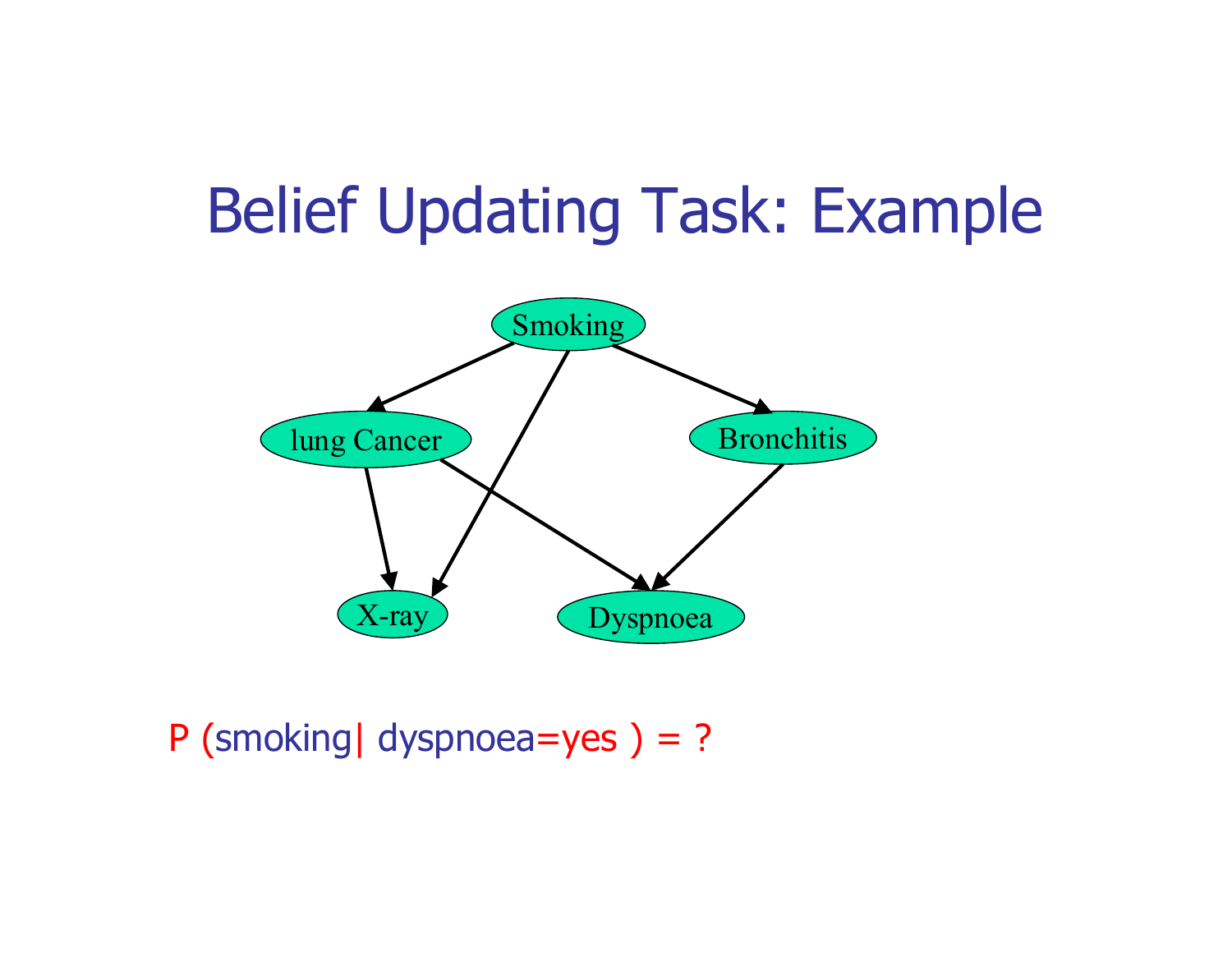# Belief Updating Task: Example

Smoking

lung Cancer

Bronchitis

X-ray

Dyspnoea

P (smoking| dyspnoea=yes ) = ?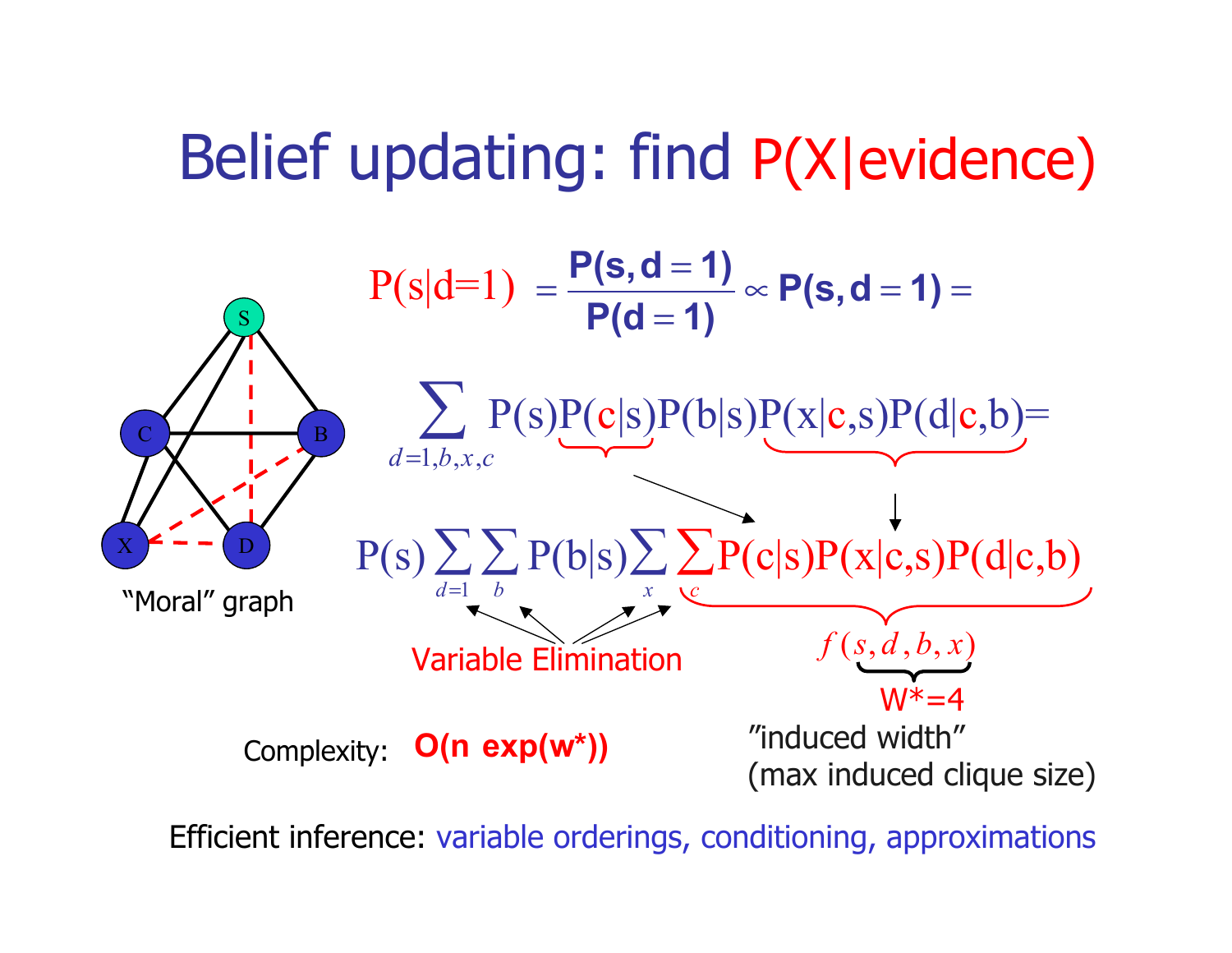# Belief updating: find P(X|evidence)

$$P(s|d=1) = \frac{P(s, d=1)}{P(d=1)} \propto P(s, d=1) =$$

$$\sum_{d=1,b,x,c} P(s)P(c|s)P(b|s)P(x|c,s)P(d|c,b) =$$

$$P(s)\sum_{d=1}\sum_{b}P(b|s)\sum_{x}\sum_{c}P(c|s)P(x|c,s)P(d|c,b)$$

Variable Elimination

$f(s,d,b,x)$

W*=4

"Moral" graph

Complexity: **O(n exp(w*))**

"induced width" (max induced clique size)

Efficient inference: variable orderings, conditioning, approximations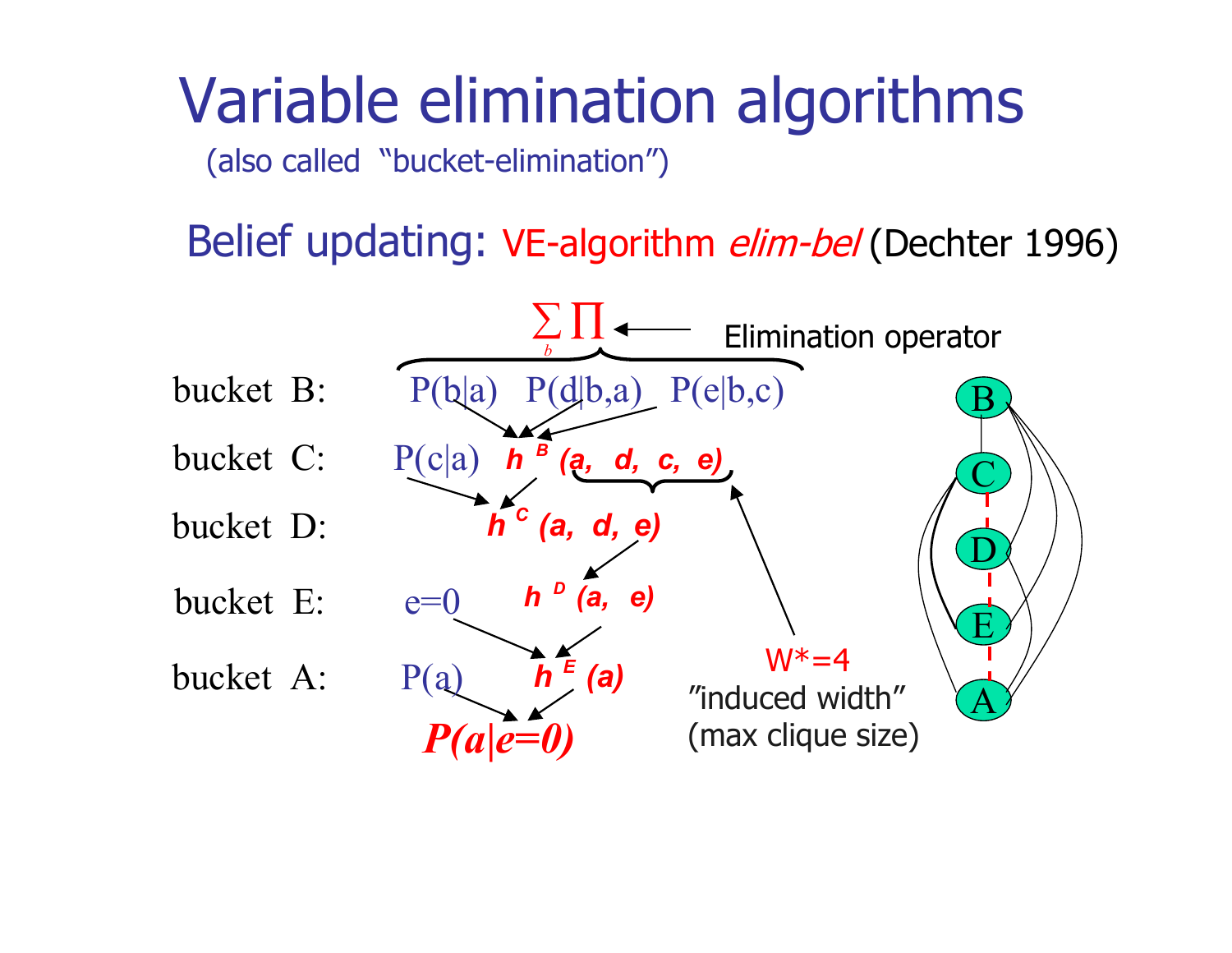# Variable elimination algorithms

(also called "bucket-elimination")

## Belief updating: VE-algorithm *elim-bel* (Dechter 1996)

$\sum_b \prod$ ← Elimination operator

bucket B: $P(b|a)$ $P(d|b,a)$ $P(e|b,c)$

bucket C: $P(c|a)$ $h^B(a, d, c, e)$

bucket D: $h^C(a, d, e)$

bucket E: $e=0$ $h^D(a, e)$

bucket A: $P(a)$ $h^E(a)$

$P(a|e=0)$

W*=4
"induced width"
(max clique size)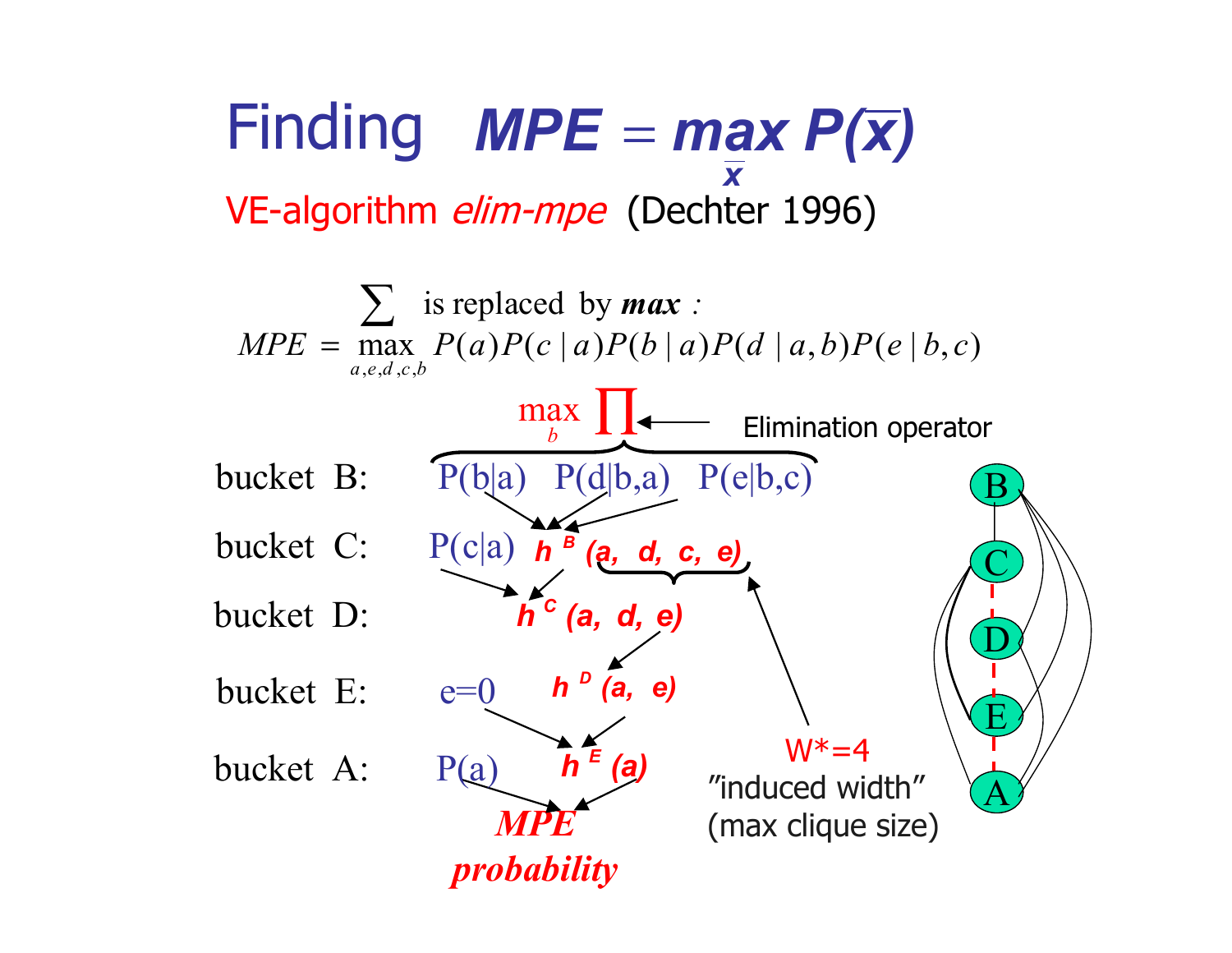# Finding $MPE = \max_{\bar{x}} P(\bar{x})$

VE-algorithm *elim-mpe* (Dechter 1996)

$\sum$ is replaced by ***max*** :

$$MPE = \max_{a,e,d,c,b} P(a)P(c \mid a)P(b \mid a)P(d \mid a,b)P(e \mid b,c)$$

$\max_b \prod$ ← Elimination operator

bucket B: $P(b|a)$ $P(d|b,a)$ $P(e|b,c)$

bucket C: $P(c|a)$ $h^B(a, d, c, e)$

bucket D: $h^C(a, d, e)$

bucket E: $e=0$ $h^D(a, e)$

bucket A: $P(a)$ $h^E(a)$

***MPE probability***

W*=4
"induced width"
(max clique size)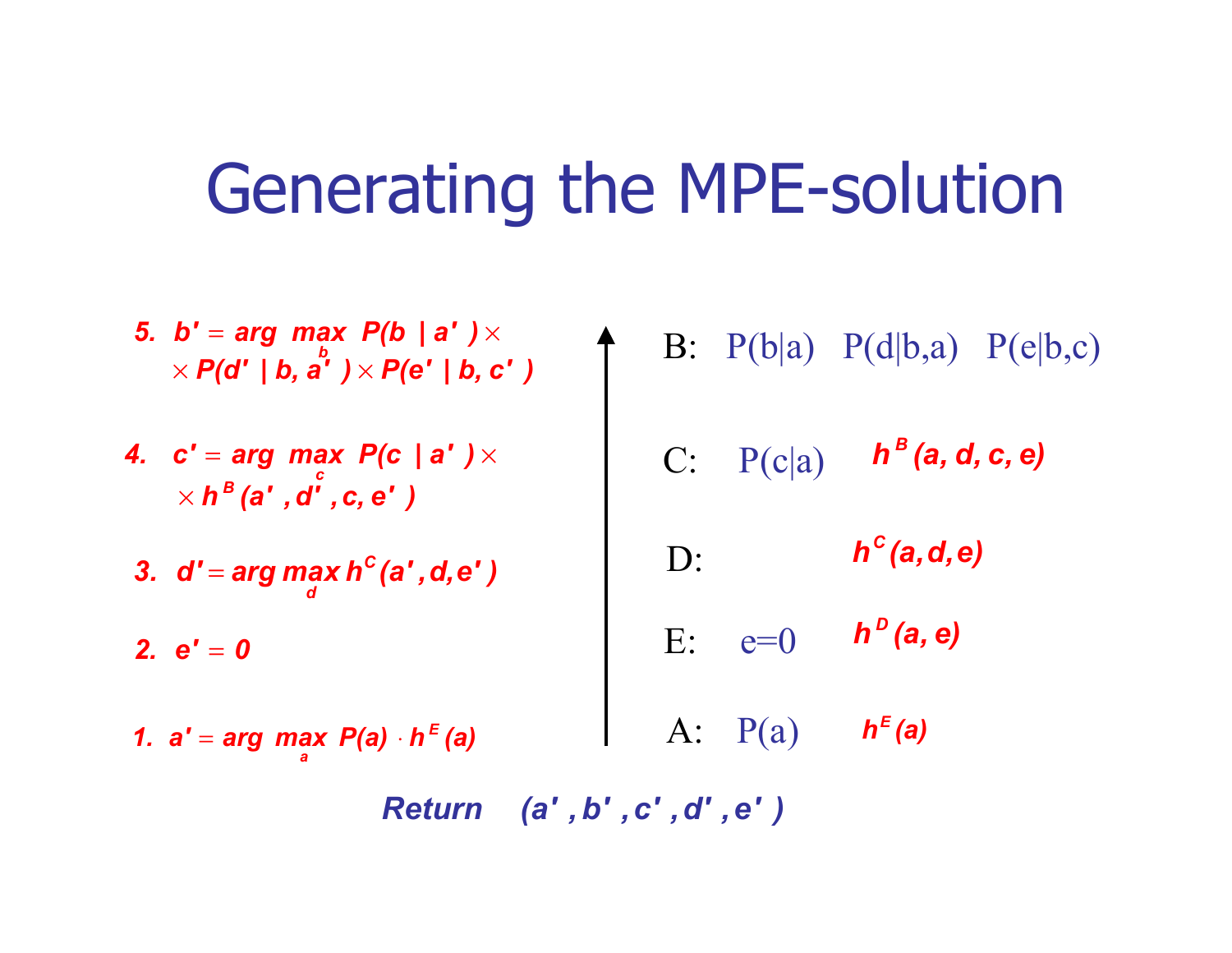# Generating the MPE-solution

5. $b' = \arg\max_b P(b \mid a') \times \times P(d' \mid b, a') \times P(e' \mid b, c')$

4. $c' = \arg\max_c P(c \mid a') \times \times h^B(a', d', c, e')$

3. $d' = \arg\max_d h^C(a', d, e')$

2. $e' = 0$

1. $a' = \arg\max_a P(a) \cdot h^E(a)$

B: $P(b|a)$ $P(d|b,a)$ $P(e|b,c)$

C: $P(c|a)$ $h^B(a, d, c, e)$

D: $h^C(a, d, e)$

E: $e=0$ $h^D(a, e)$

A: $P(a)$ $h^E(a)$

**Return** $(a', b', c', d', e')$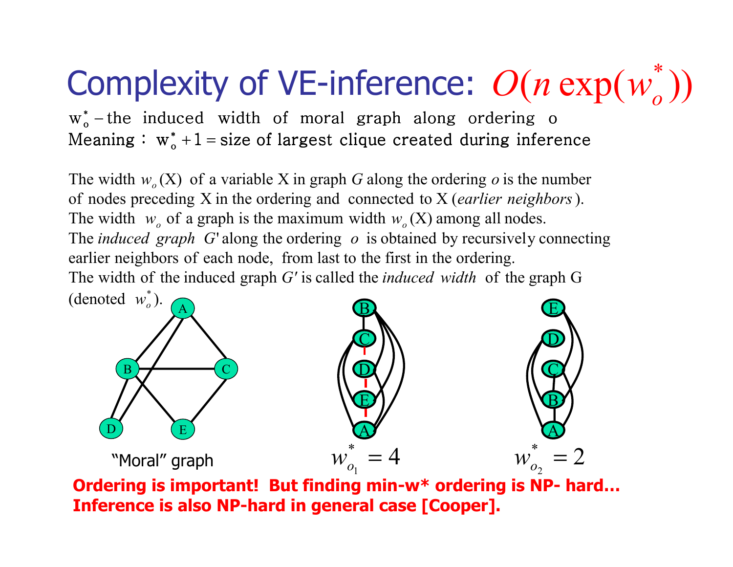# Complexity of VE-inference: $O(n \exp(w_o^*))$

$w_o^*$ – the induced width of moral graph along ordering o

Meaning : $w_o^* + 1$ = size of largest clique created during inference

The width $w_o(X)$ of a variable X in graph $G$ along the ordering $o$ is the number of nodes preceding X in the ordering and connected to X (*earlier neighbors*).
The width $w_o$ of a graph is the maximum width $w_o(X)$ among all nodes.
The *induced graph* $G'$ along the ordering $o$ is obtained by recursively connecting earlier neighbors of each node, from last to the first in the ordering.
The width of the induced graph $G'$ is called the *induced width* of the graph G (denoted $w_o^*$).

"Moral" graph

$w_{o_1}^* = 4$

$w_{o_2}^* = 2$

**Ordering is important! But finding min-w* ordering is NP- hard…**
**Inference is also NP-hard in general case [Cooper].**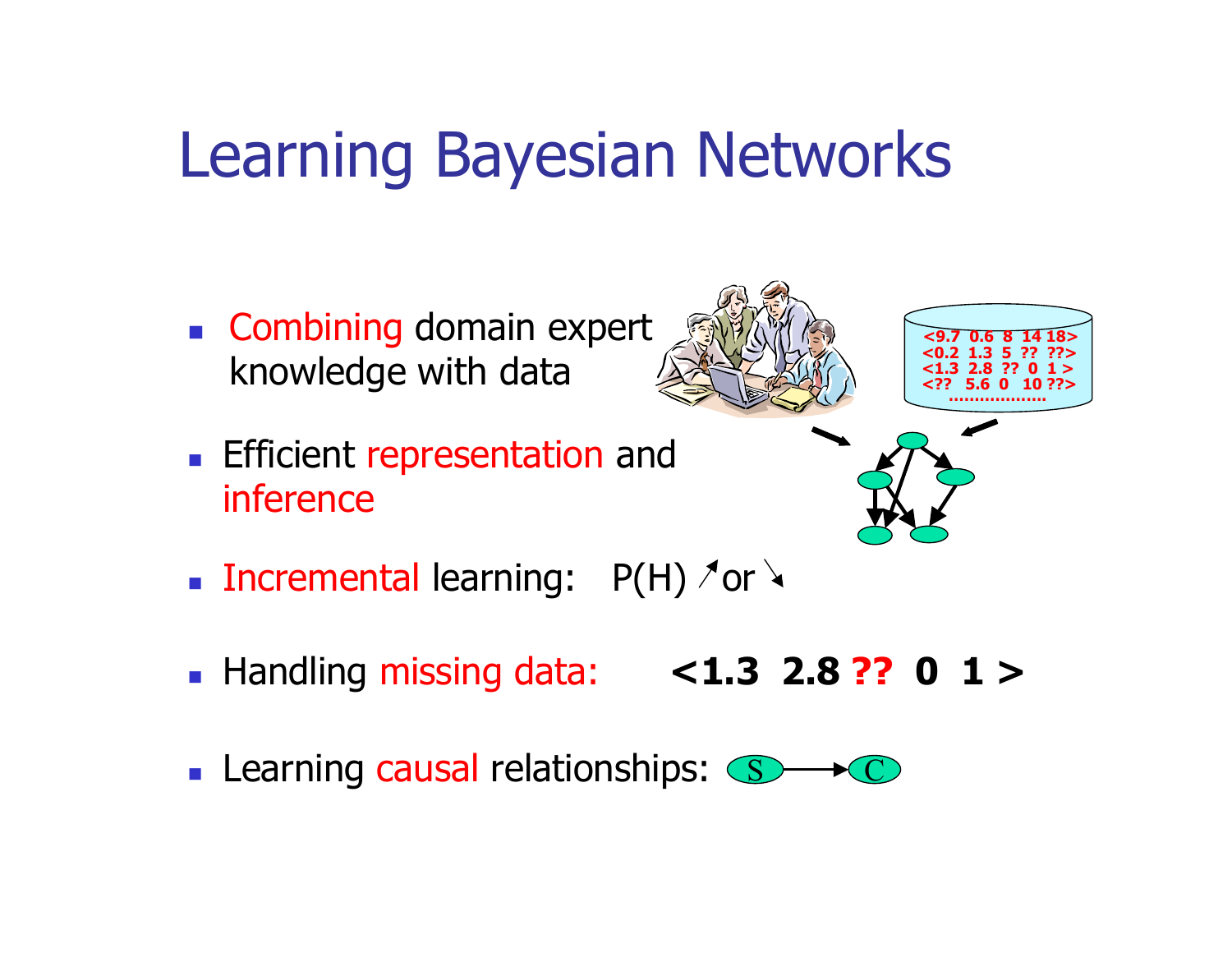# Learning Bayesian Networks

- Combining domain expert knowledge with data
- Efficient representation and inference
- Incremental learning: P(H) ↗ or ↘
- Handling missing data: **<1.3 2.8 ?? 0 1 >**
- Learning causal relationships: S → C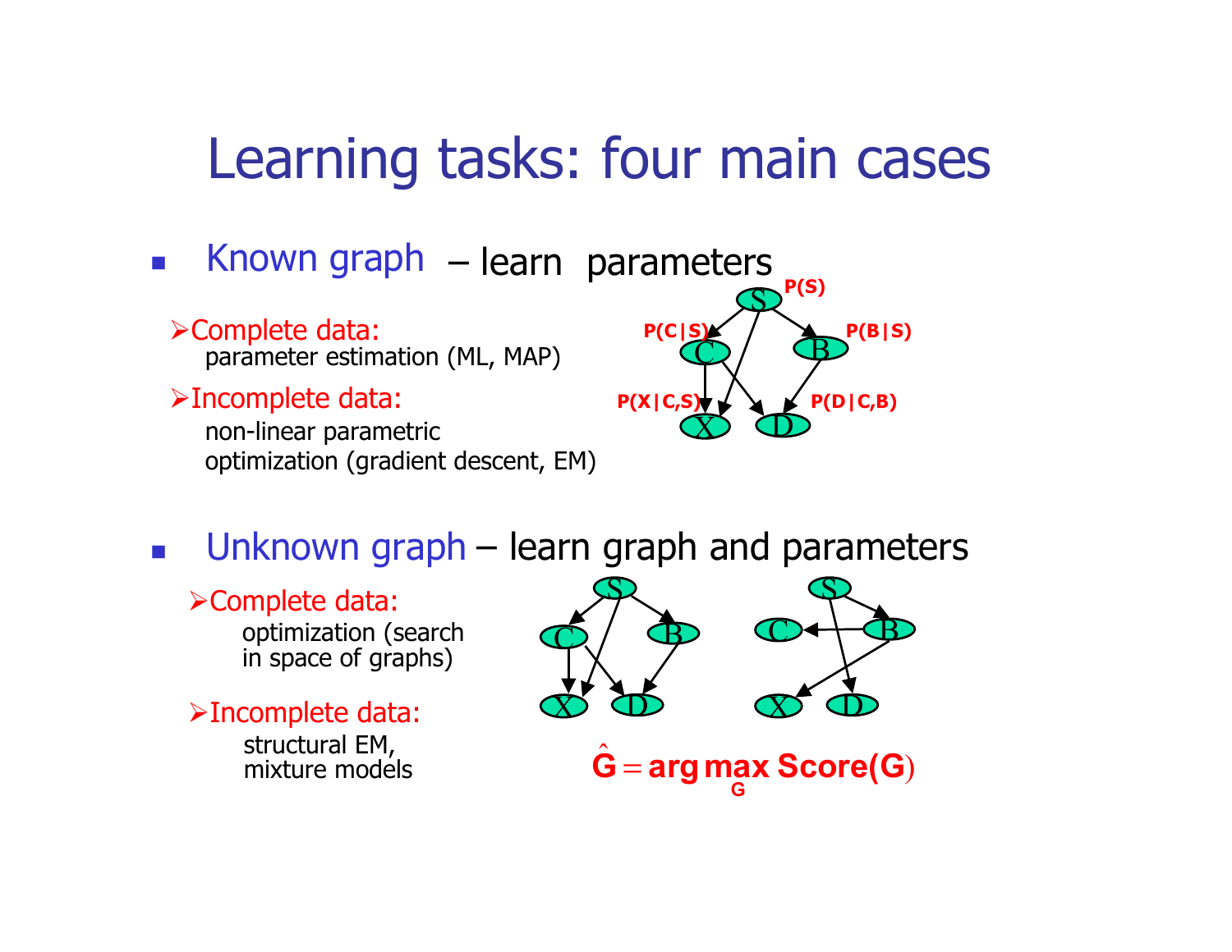# Learning tasks: four main cases

- **Known graph** – learn parameters
  - Complete data: parameter estimation (ML, MAP)
  - Incomplete data: non-linear parametric optimization (gradient descent, EM)

P(S)
P(C|S)
P(B|S)
P(X|C,S)
P(D|C,B)

- **Unknown graph** – learn graph and parameters
  - Complete data: optimization (search in space of graphs)
  - Incomplete data: structural EM, mixture models

$$\hat{G} = \arg\max_{G} \text{Score}(G)$$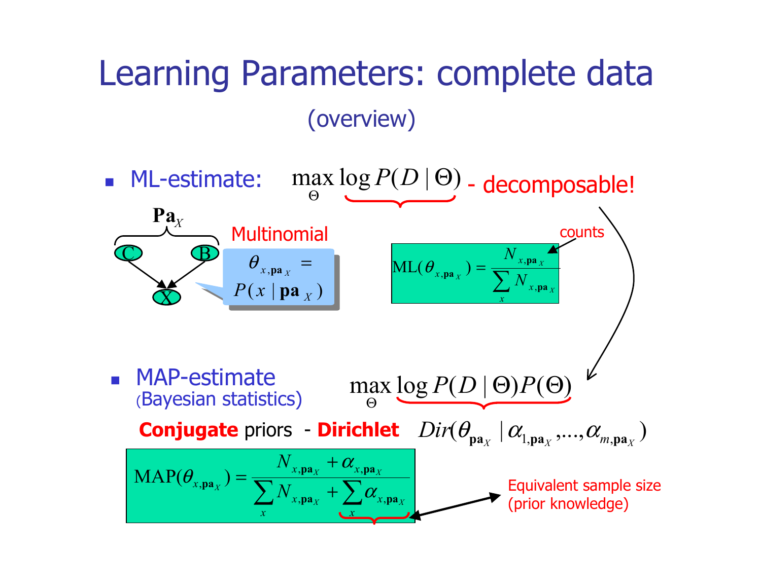# Learning Parameters: complete data

(overview)

- ML-estimate: $\max_{\Theta} \log P(D \mid \Theta)$ - decomposable!

$\mathbf{Pa}_X$

C, B → X

Multinomial

$\theta_{x,\mathbf{pa}_X} = P(x \mid \mathbf{pa}_X)$

counts

$$\mathrm{ML}(\theta_{x,\mathbf{pa}_X}) = \frac{N_{x,\mathbf{pa}_X}}{\sum_x N_{x,\mathbf{pa}_X}}$$

- MAP-estimate (Bayesian statistics) $\max_{\Theta} \log P(D \mid \Theta) P(\Theta)$

**Conjugate** priors - **Dirichlet** $Dir(\theta_{\mathbf{pa}_X} \mid \alpha_{1,\mathbf{pa}_X}, \ldots, \alpha_{m,\mathbf{pa}_X})$

$$\mathrm{MAP}(\theta_{x,\mathbf{pa}_X}) = \frac{N_{x,\mathbf{pa}_X} + \alpha_{x,\mathbf{pa}_X}}{\sum_x N_{x,\mathbf{pa}_X} + \sum_x \alpha_{x,\mathbf{pa}_X}}$$

Equivalent sample size (prior knowledge)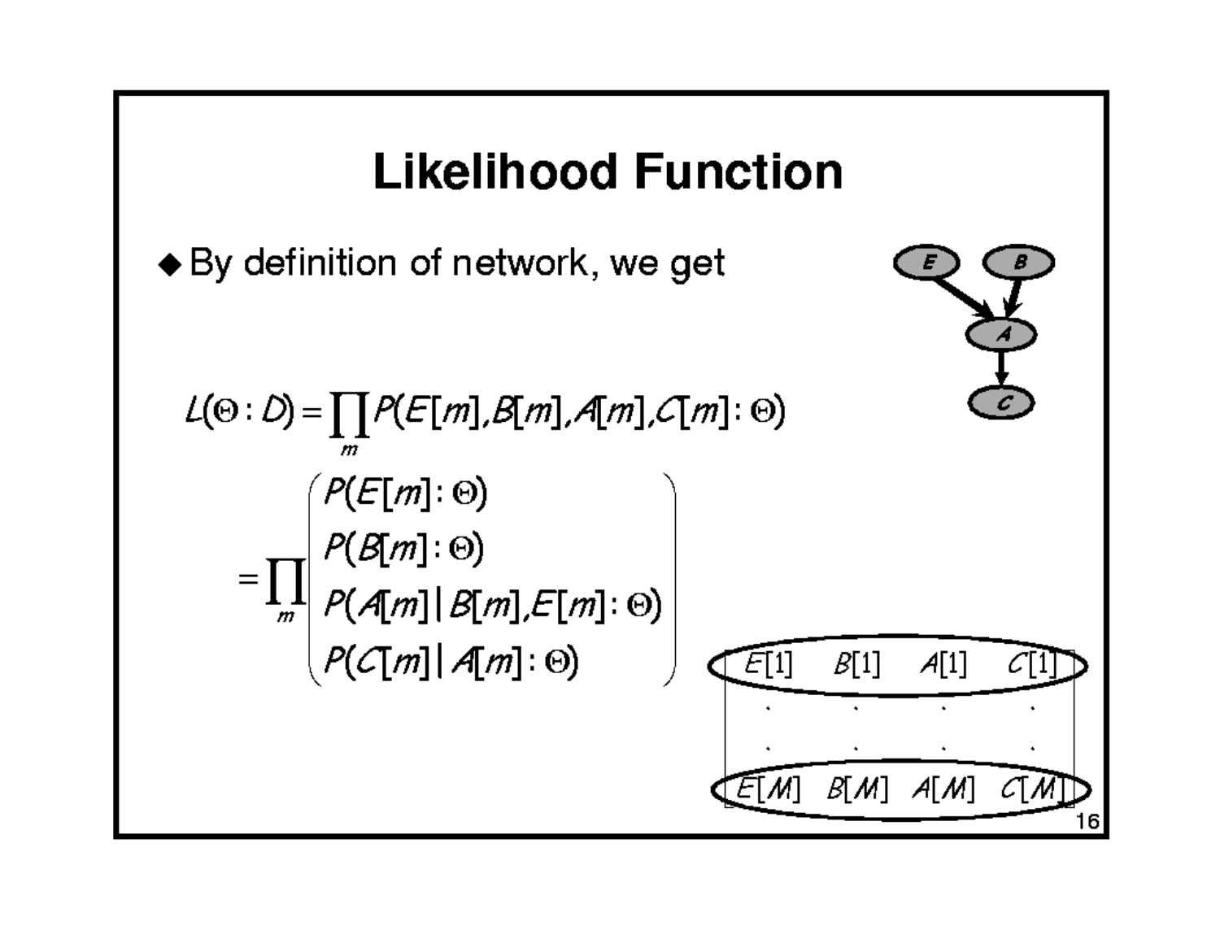# Likelihood Function

- By definition of network, we get

$$L(\Theta : D) = \prod_m P(E[m], B[m], A[m], C[m] : \Theta)$$

$$= \prod_m \begin{pmatrix} P(E[m] : \Theta) \\ P(B[m] : \Theta) \\ P(A[m] \mid B[m], E[m] : \Theta) \\ P(C[m] \mid A[m] : \Theta) \end{pmatrix}$$

| $E[1]$ | $B[1]$ | $A[1]$ | $C[1]$ |
|---|---|---|---|
| . | . | . | . |
| . | . | . | . |
| $E[M]$ | $B[M]$ | $A[M]$ | $C[M]$ |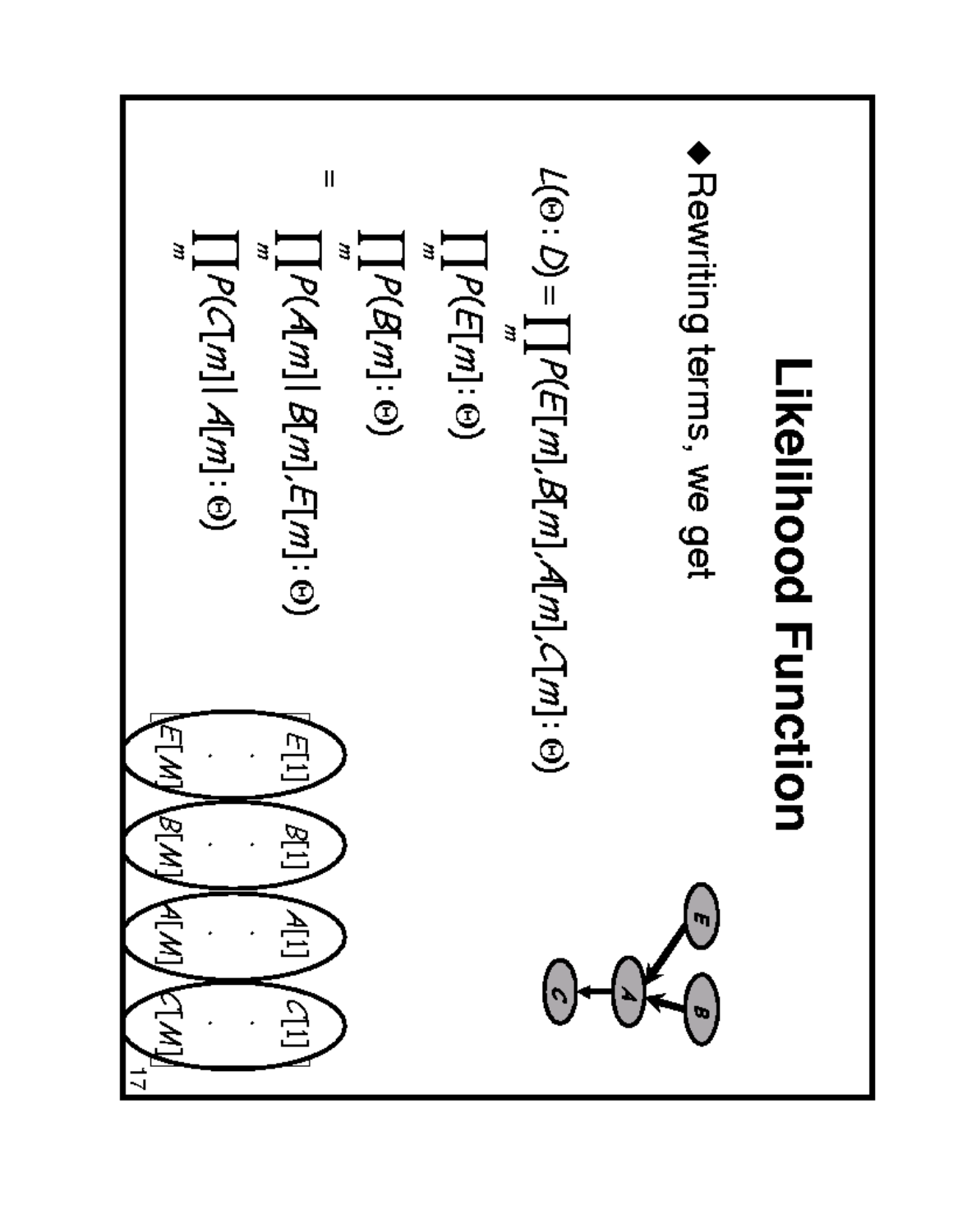# Likelihood Function

- Rewriting terms, we get

$$L(\Theta : D) = \prod_m P(E[m], B[m], A[m], C[m] : \Theta)$$

$$= \prod_m P(E[m] : \Theta)$$

$$\prod_m P(B[m] : \Theta)$$

$$\prod_m P(A[m] \mid B[m], E[m] : \Theta)$$

$$\prod_m P(C[m] \mid A[m] : \Theta)$$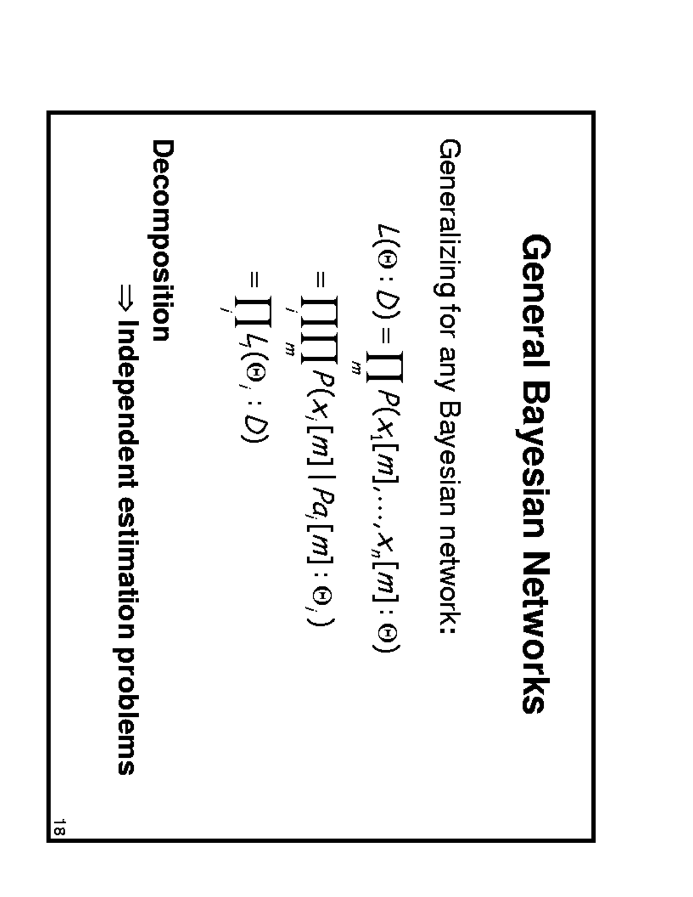# General Bayesian Networks

Generalizing for any Bayesian network:

$$L(\Theta : D) = \prod_m P(x_1[m], \ldots, x_n[m] : \Theta)$$

$$= \prod_i \prod_m P(x_i[m] \mid Pa_i[m] : \Theta_i)$$

$$= \prod_i L_i(\Theta_i : D)$$

**Decomposition**

**⇒ Independent estimation problems**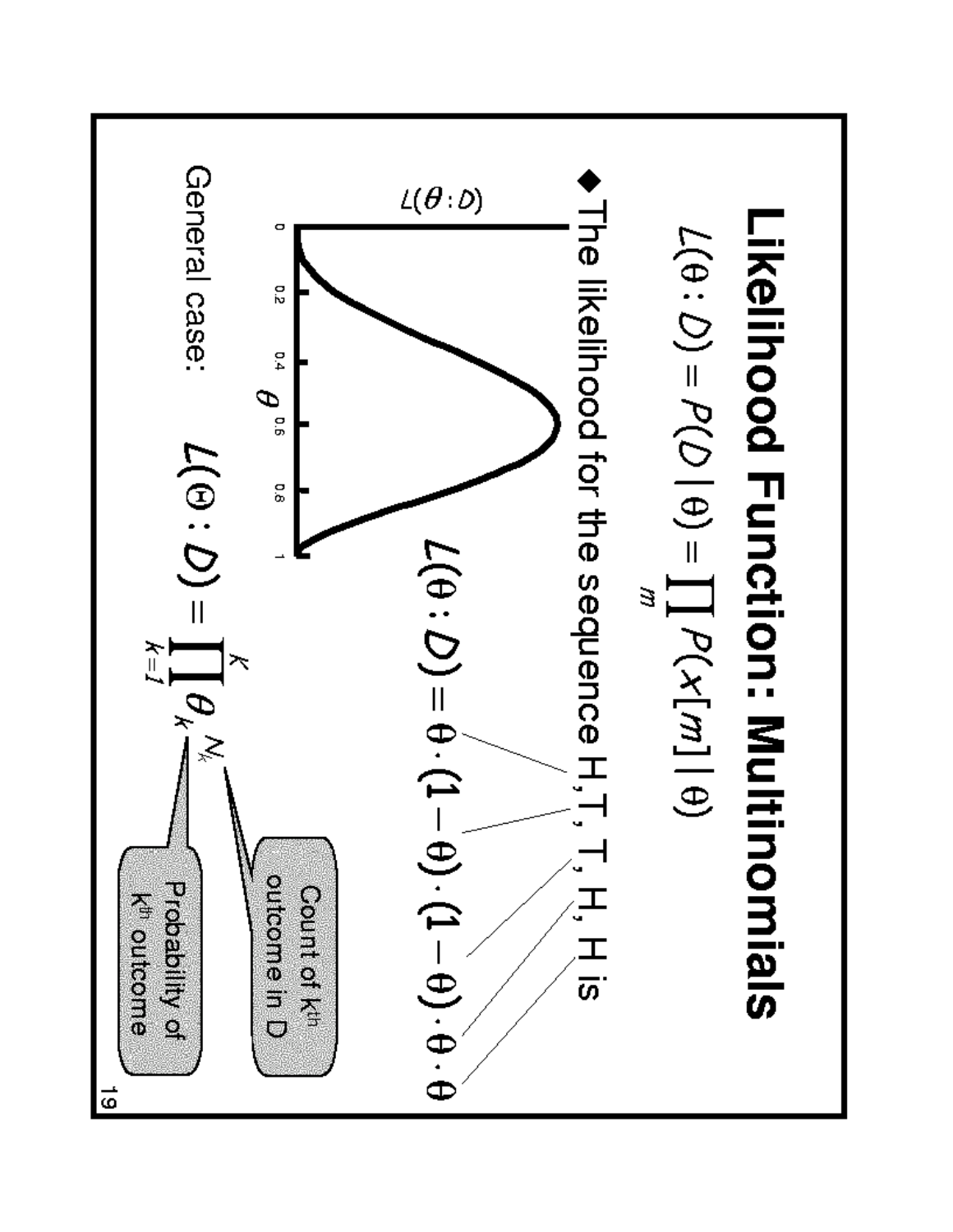# Likelihood Function: Multinomials

$$L(\theta : D) = P(D \mid \theta) = \prod_m P(x[m] \mid \theta)$$

- The likelihood for the sequence H, T, T, H, H is

$$L(\theta : D) = \theta \cdot (1-\theta) \cdot (1-\theta) \cdot \theta \cdot \theta$$

General case:

$$L(\Theta : D) = \prod_{k=1}^{K} \theta_k^{N_k}$$

- $N_k$: Count of $k^{th}$ outcome in D
- $\theta_k$: Probability of $k^{th}$ outcome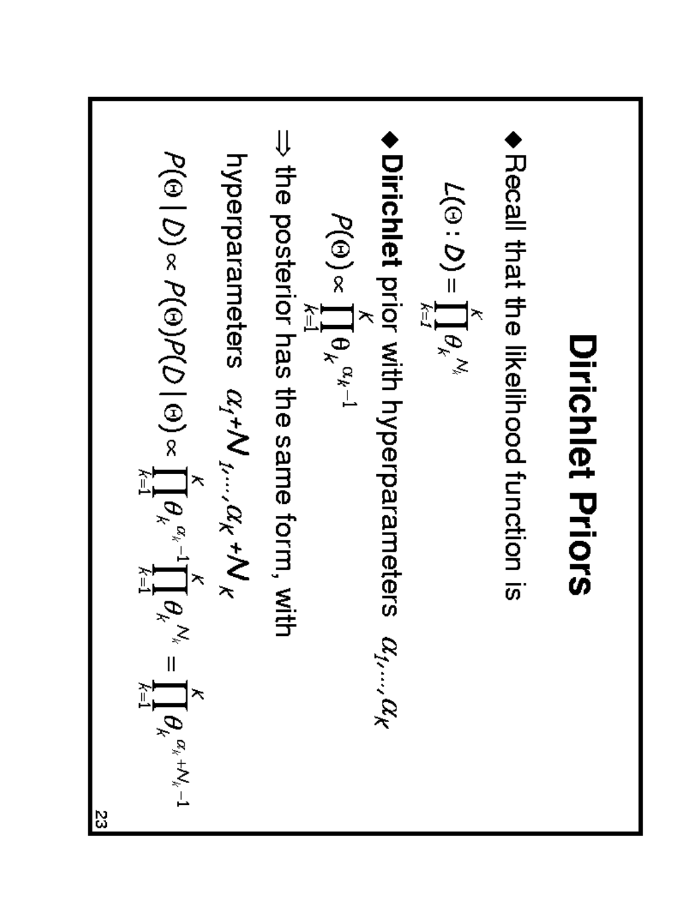# Dirichlet Priors

- Recall that the likelihood function is

$$L(\Theta : D) = \prod_{k=1}^{K} \theta_k^{N_k}$$

- **Dirichlet** prior with hyperparameters $\alpha_1, \ldots, \alpha_K$

$$P(\Theta) \propto \prod_{k=1}^{K} \theta_k^{\alpha_k - 1}$$

$\Rightarrow$ the posterior has the same form, with hyperparameters $\alpha_1 + N_1, \ldots, \alpha_K + N_K$

$$P(\Theta \mid D) \propto P(\Theta) P(D \mid \Theta) \propto \prod_{k=1}^{K} \theta_k^{\alpha_k - 1} \prod_{k=1}^{K} \theta_k^{N_k} = \prod_{k=1}^{K} \theta_k^{\alpha_k + N_k - 1}$$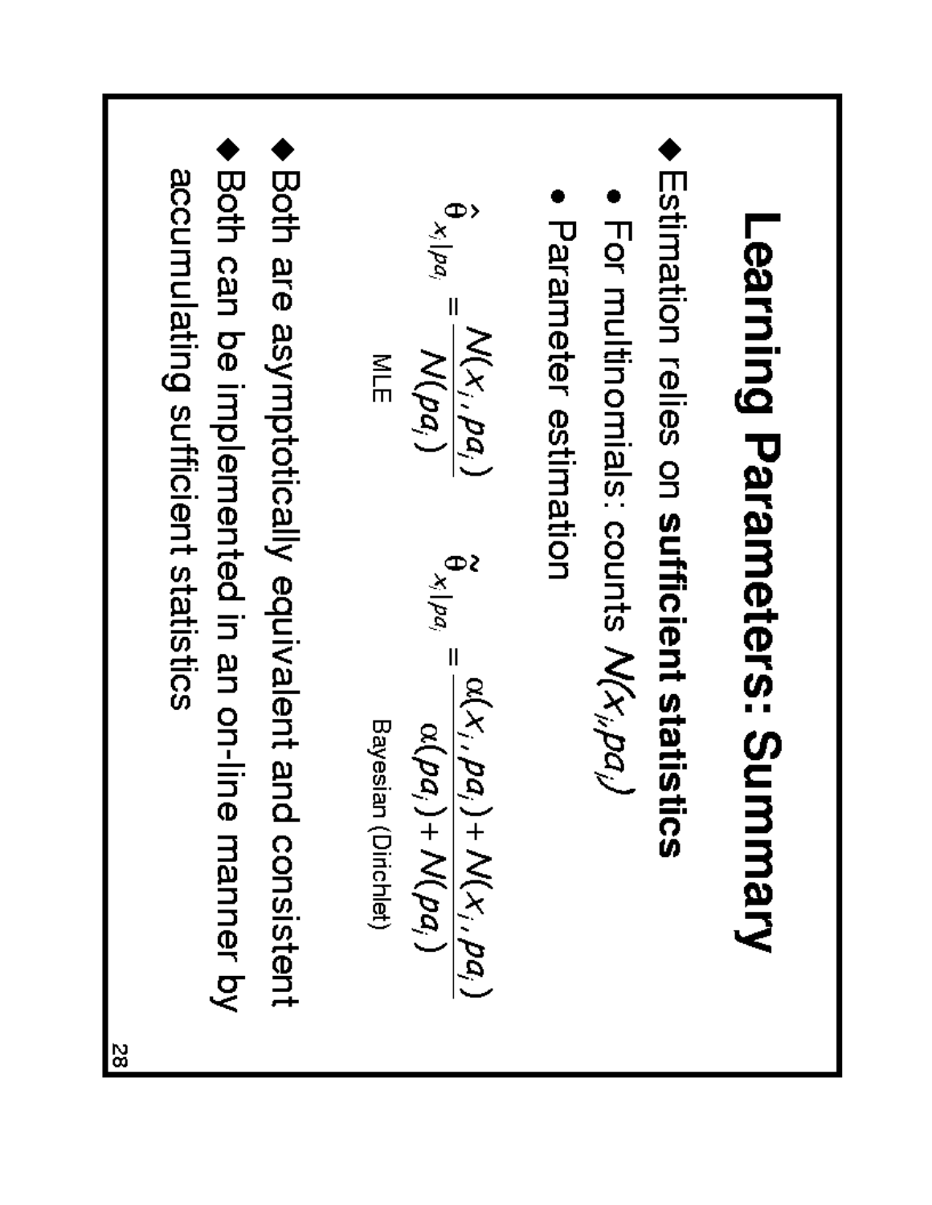# Learning Parameters: Summary

- Estimation relies on **sufficient statistics**
  - For multinomials: counts $N(x_i, pa_i)$
  - Parameter estimation

$$\hat{\theta}_{x_i|pa_i} = \frac{N(x_i, pa_i)}{N(pa_i)} \qquad \tilde{\theta}_{x_i|pa_i} = \frac{\alpha(x_i, pa_i) + N(x_i, pa_i)}{\alpha(pa_i) + N(pa_i)}$$

MLE — Bayesian (Dirichlet)

- Both are asymptotically equivalent and consistent
- Both can be implemented in an on-line manner by accumulating sufficient statistics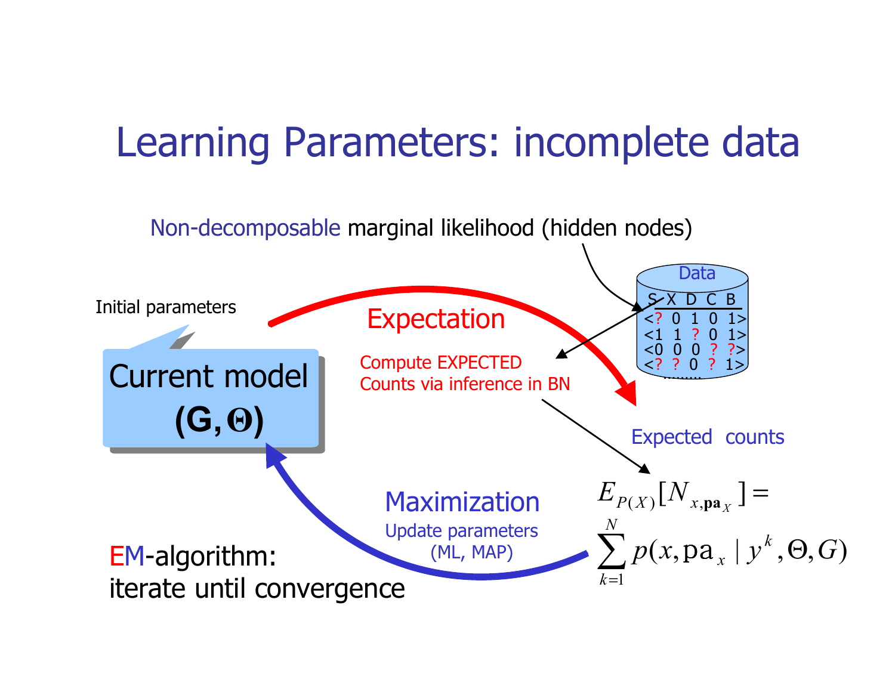# Learning Parameters: incomplete data

Non-decomposable marginal likelihood (hidden nodes)

Data

| S | X | D | C | B |
|---|---|---|---|---|
| <? | 0 | 1 | 0 | 1> |
| <1 | 1 | ? | 0 | 1> |
| <0 | 0 | 0 | ? | ?> |
| <? | ? | 0 | ? | 1> |

.........

Initial parameters

Current model

**(G, Θ)**

Expectation

Compute EXPECTED Counts via inference in BN

Expected counts

$$E_{P(X)}[N_{x,\mathbf{pa}_X}] = \sum_{k=1}^{N} p(x, \mathrm{pa}_x \mid y^k, \Theta, G)$$

Maximization

Update parameters (ML, MAP)

EM-algorithm: iterate until convergence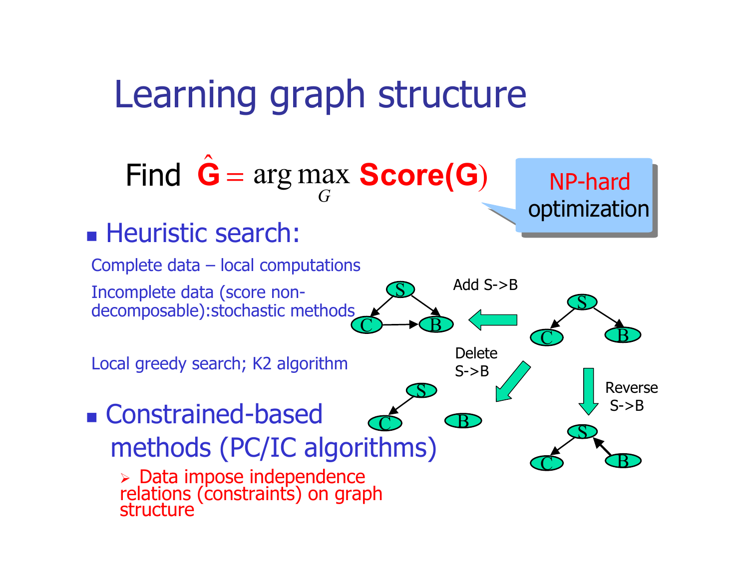# Learning graph structure

Find $\hat{\mathbf{G}} = \arg\max_{G} \mathbf{Score(G)}$

NP-hard optimization

- Heuristic search:

  Complete data – local computations

  Incomplete data (score non-decomposable):stochastic methods

  Local greedy search; K2 algorithm

- Constrained-based methods (PC/IC algorithms)
  - Data impose independence relations (constraints) on graph structure

Add S->B

Delete S->B

Reverse S->B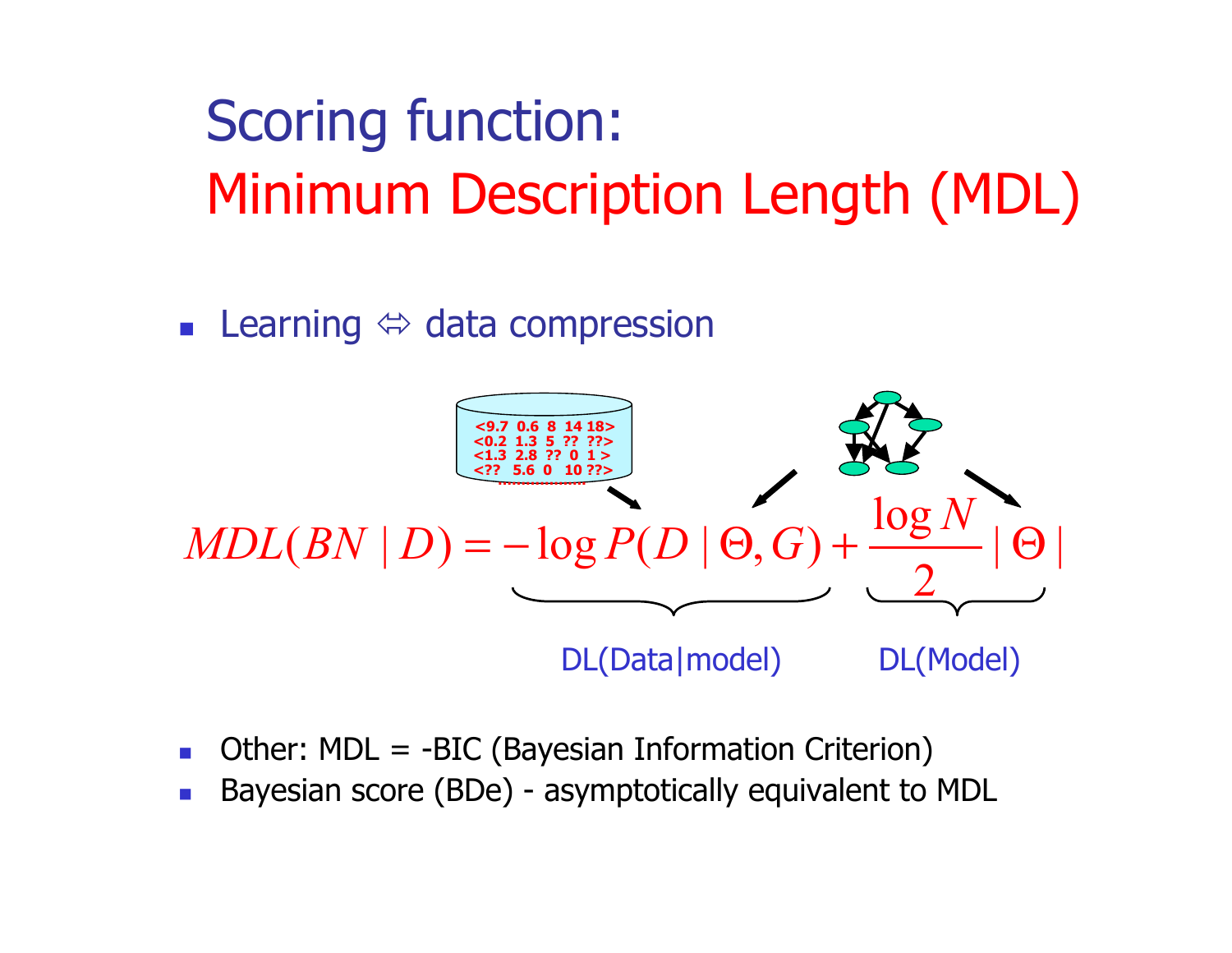# Scoring function: Minimum Description Length (MDL)

- Learning ⇔ data compression

$$MDL(BN \mid D) = \underbrace{-\log P(D \mid \Theta, G)}_{\text{DL(Data|model)}} + \underbrace{\frac{\log N}{2} \mid \Theta \mid}_{\text{DL(Model)}}$$

- Other: MDL = -BIC (Bayesian Information Criterion)
- Bayesian score (BDe) - asymptotically equivalent to MDL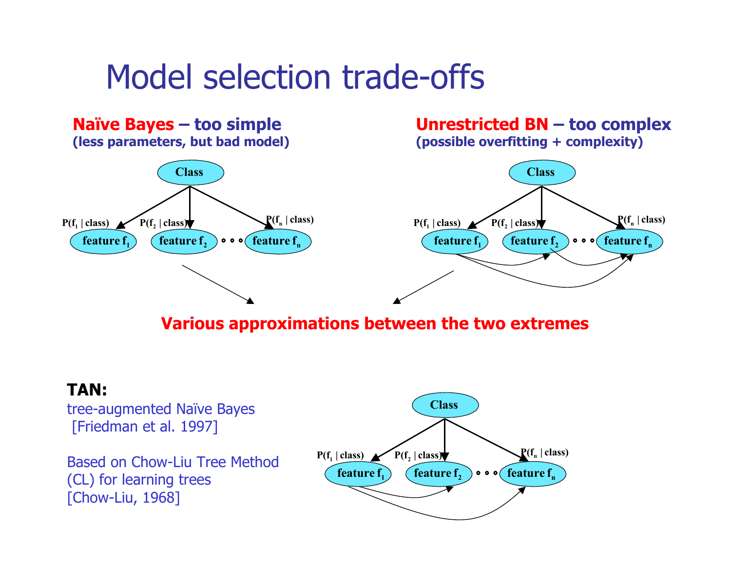# Model selection trade-offs

**Naïve Bayes – too simple**
**(less parameters, but bad model)**

Class

$P(f_1 \mid class)$ $P(f_2 \mid class)$ $P(f_n \mid class)$

feature $f_1$ feature $f_2$ ∘ ∘ ∘ feature $f_n$

**Unrestricted BN – too complex**
**(possible overfitting + complexity)**

Class

$P(f_1 \mid class)$ $P(f_2 \mid class)$ $P(f_n \mid class)$

feature $f_1$ feature $f_2$ ∘ ∘ ∘ feature $f_n$

**Various approximations between the two extremes**

**TAN:**

tree-augmented Naïve Bayes
[Friedman et al. 1997]

Based on Chow-Liu Tree Method (CL) for learning trees
[Chow-Liu, 1968]

Class

$P(f_1 \mid class)$ $P(f_2 \mid class)$ $P(f_n \mid class)$

feature $f_1$ feature $f_2$ ∘ ∘ ∘ feature $f_n$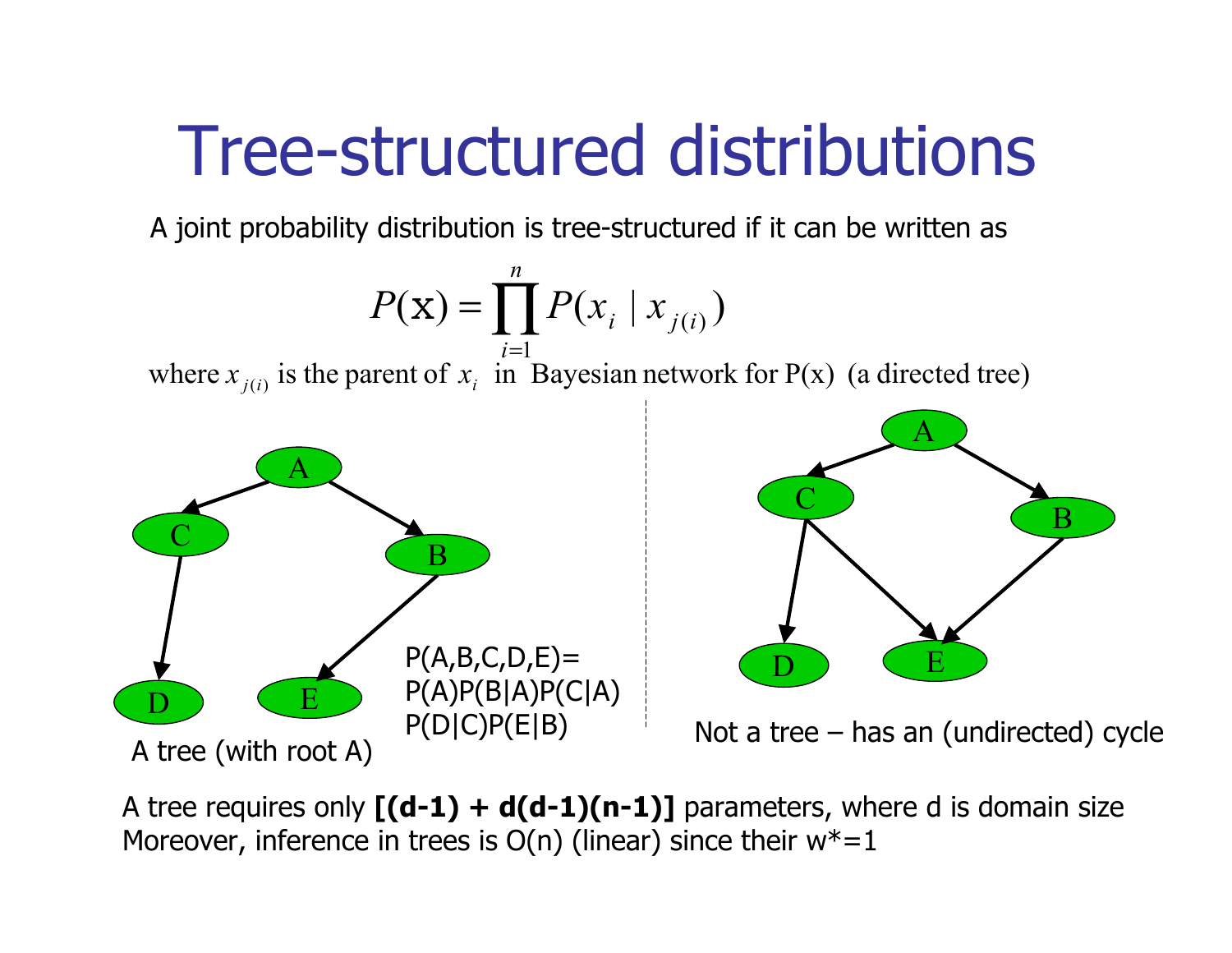# Tree-structured distributions

A joint probability distribution is tree-structured if it can be written as

$$P(\mathrm{x}) = \prod_{i=1}^{n} P(x_i \mid x_{j(i)})$$

where $x_{j(i)}$ is the parent of $x_i$ in Bayesian network for P(x) (a directed tree)

P(A,B,C,D,E)=
P(A)P(B|A)P(C|A)
P(D|C)P(E|B)

A tree (with root A)

Not a tree – has an (undirected) cycle

A tree requires only **[(d-1) + d(d-1)(n-1)]** parameters, where d is domain size
Moreover, inference in trees is O(n) (linear) since their w*=1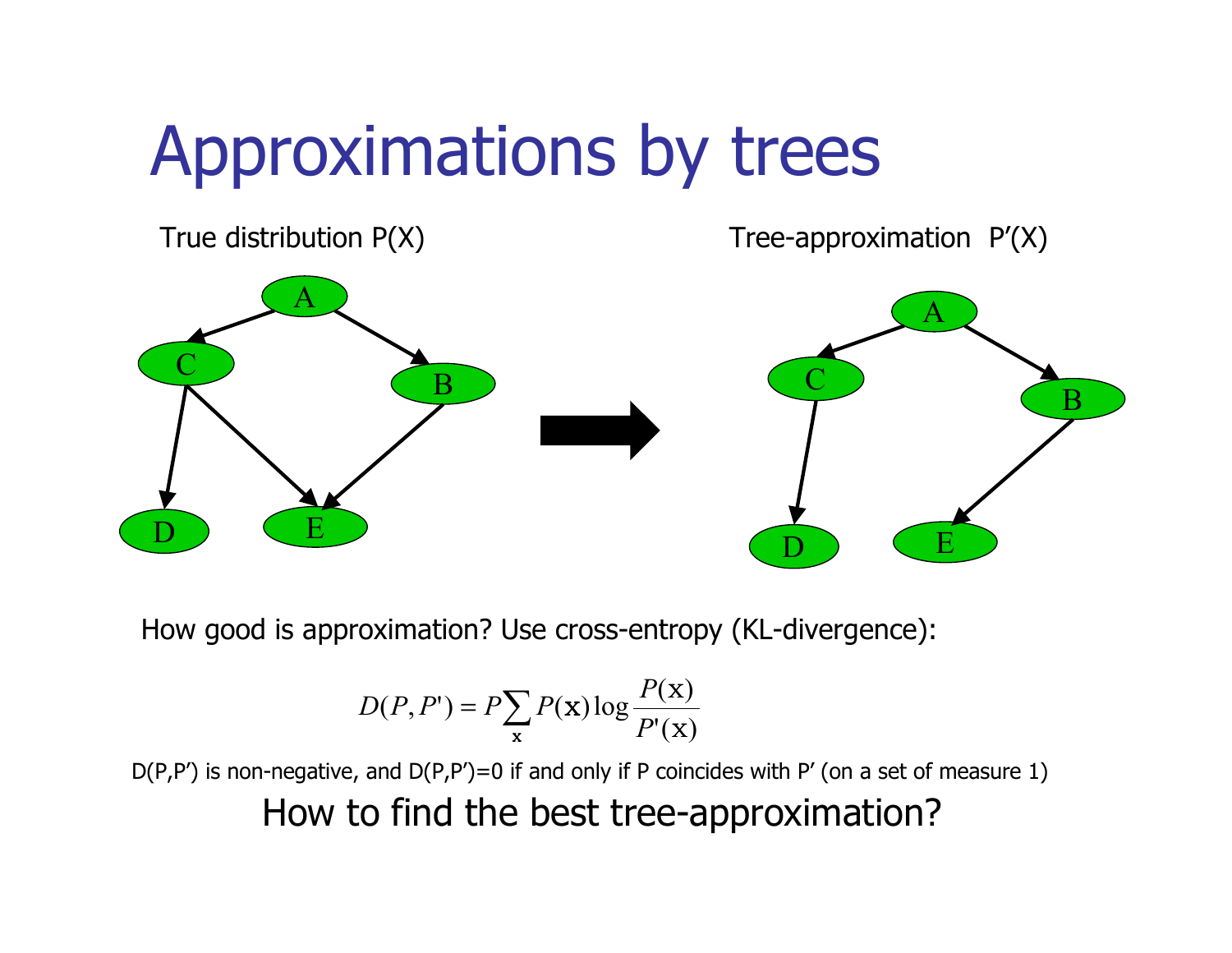# Approximations by trees

True distribution P(X)

Tree-approximation P'(X)

How good is approximation? Use cross-entropy (KL-divergence):

$$D(P, P') = P\sum_{\mathbf{x}} P(\mathbf{x}) \log \frac{P(\mathrm{x})}{P'(\mathrm{x})}$$

D(P,P') is non-negative, and D(P,P')=0 if and only if P coincides with P' (on a set of measure 1)

How to find the best tree-approximation?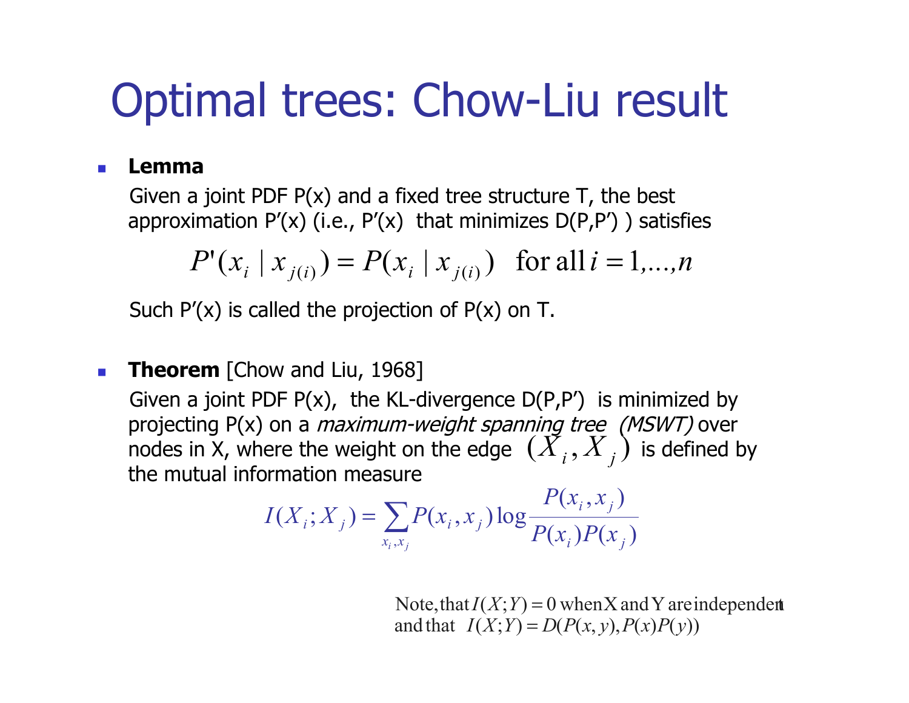# Optimal trees: Chow-Liu result

- **Lemma**

  Given a joint PDF P(x) and a fixed tree structure T, the best approximation P'(x) (i.e., P'(x) that minimizes D(P,P') ) satisfies

$$P'(x_i \mid x_{j(i)}) = P(x_i \mid x_{j(i)}) \quad \text{for all } i = 1,\dots,n$$

  Such P'(x) is called the projection of P(x) on T.

- **Theorem** [Chow and Liu, 1968]

  Given a joint PDF P(x), the KL-divergence D(P,P') is minimized by projecting P(x) on a *maximum-weight spanning tree (MSWT)* over nodes in X, where the weight on the edge $(X_i, X_j)$ is defined by the mutual information measure

$$I(X_i; X_j) = \sum_{x_i, x_j} P(x_i, x_j) \log \frac{P(x_i, x_j)}{P(x_i)P(x_j)}$$

Note, that $I(X;Y) = 0$ when X and Y are independent and that $I(X;Y) = D(P(x,y), P(x)P(y))$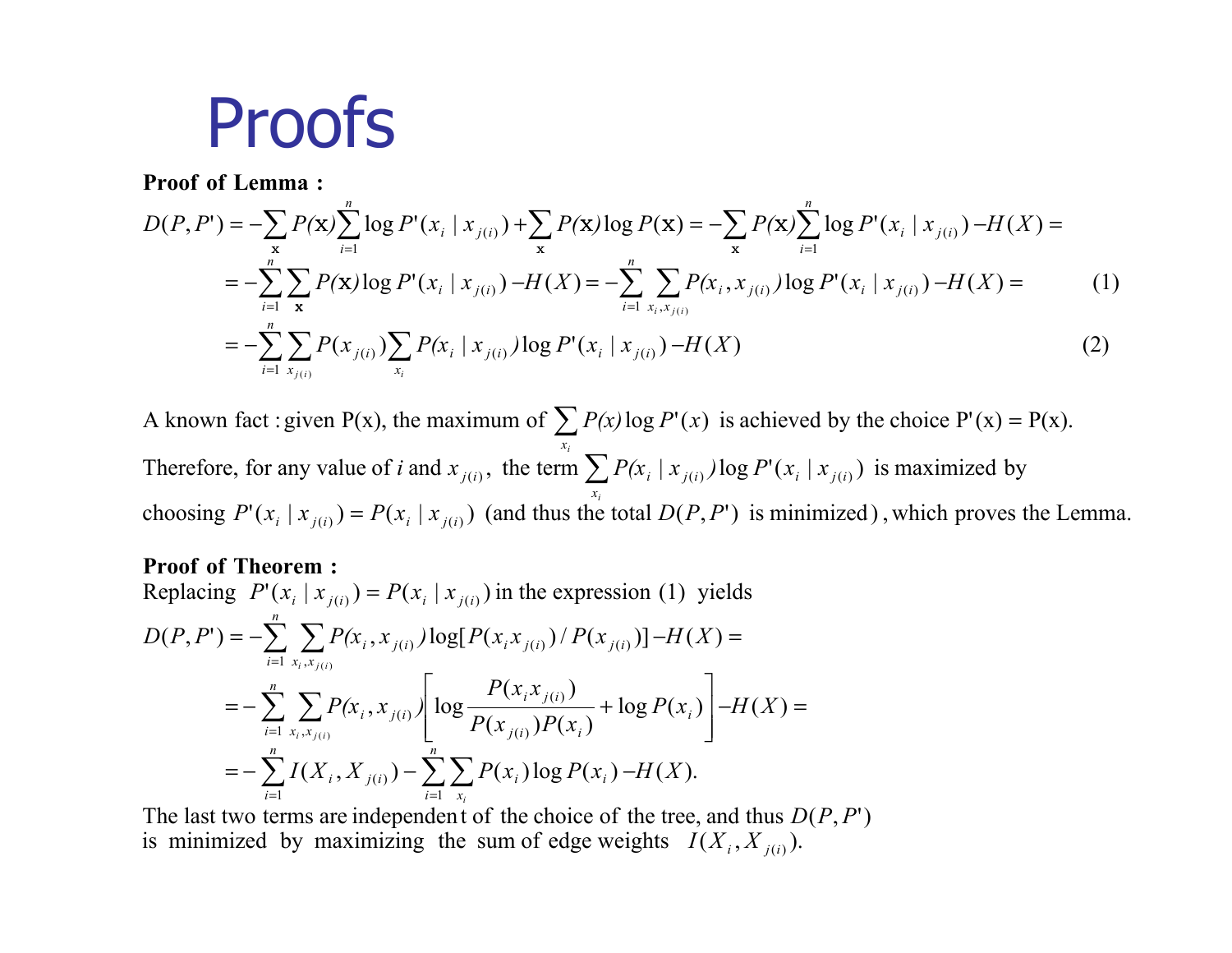# Proofs

**Proof of Lemma :**

$$D(P,P') = -\sum_{\mathbf{x}} P(\mathbf{x}) \sum_{i=1}^{n} \log P'(x_i \mid x_{j(i)}) + \sum_{\mathbf{x}} P(\mathbf{x}) \log P(\mathbf{x}) = -\sum_{\mathbf{x}} P(\mathbf{x}) \sum_{i=1}^{n} \log P'(x_i \mid x_{j(i)}) - H(X) =$$

$$= -\sum_{i=1}^{n} \sum_{\mathbf{x}} P(\mathbf{x}) \log P'(x_i \mid x_{j(i)}) - H(X) = -\sum_{i=1}^{n} \sum_{x_i, x_{j(i)}} P(x_i, x_{j(i)}) \log P'(x_i \mid x_{j(i)}) - H(X) = \quad (1)$$

$$= -\sum_{i=1}^{n} \sum_{x_{j(i)}} P(x_{j(i)}) \sum_{x_i} P(x_i \mid x_{j(i)}) \log P'(x_i \mid x_{j(i)}) - H(X) \quad (2)$$

A known fact : given P(x), the maximum of $\sum_{x_i} P(x) \log P'(x)$ is achieved by the choice P'(x) = P(x).
Therefore, for any value of $i$ and $x_{j(i)}$, the term $\sum_{x_i} P(x_i \mid x_{j(i)}) \log P'(x_i \mid x_{j(i)})$ is maximized by choosing $P'(x_i \mid x_{j(i)}) = P(x_i \mid x_{j(i)})$ (and thus the total $D(P,P')$ is minimized), which proves the Lemma.

**Proof of Theorem :**
Replacing $P'(x_i \mid x_{j(i)}) = P(x_i \mid x_{j(i)})$ in the expression (1) yields

$$D(P,P') = -\sum_{i=1}^{n} \sum_{x_i, x_{j(i)}} P(x_i, x_{j(i)}) \log[P(x_i x_{j(i)}) / P(x_{j(i)})] - H(X) =$$

$$= -\sum_{i=1}^{n} \sum_{x_i, x_{j(i)}} P(x_i, x_{j(i)}) \left[ \log \frac{P(x_i x_{j(i)})}{P(x_{j(i)}) P(x_i)} + \log P(x_i) \right] - H(X) =$$

$$= -\sum_{i=1}^{n} I(X_i, X_{j(i)}) - \sum_{i=1}^{n} \sum_{x_i} P(x_i) \log P(x_i) - H(X).$$

The last two terms are independent of the choice of the tree, and thus $D(P,P')$ is minimized by maximizing the sum of edge weights $I(X_i, X_{j(i)})$.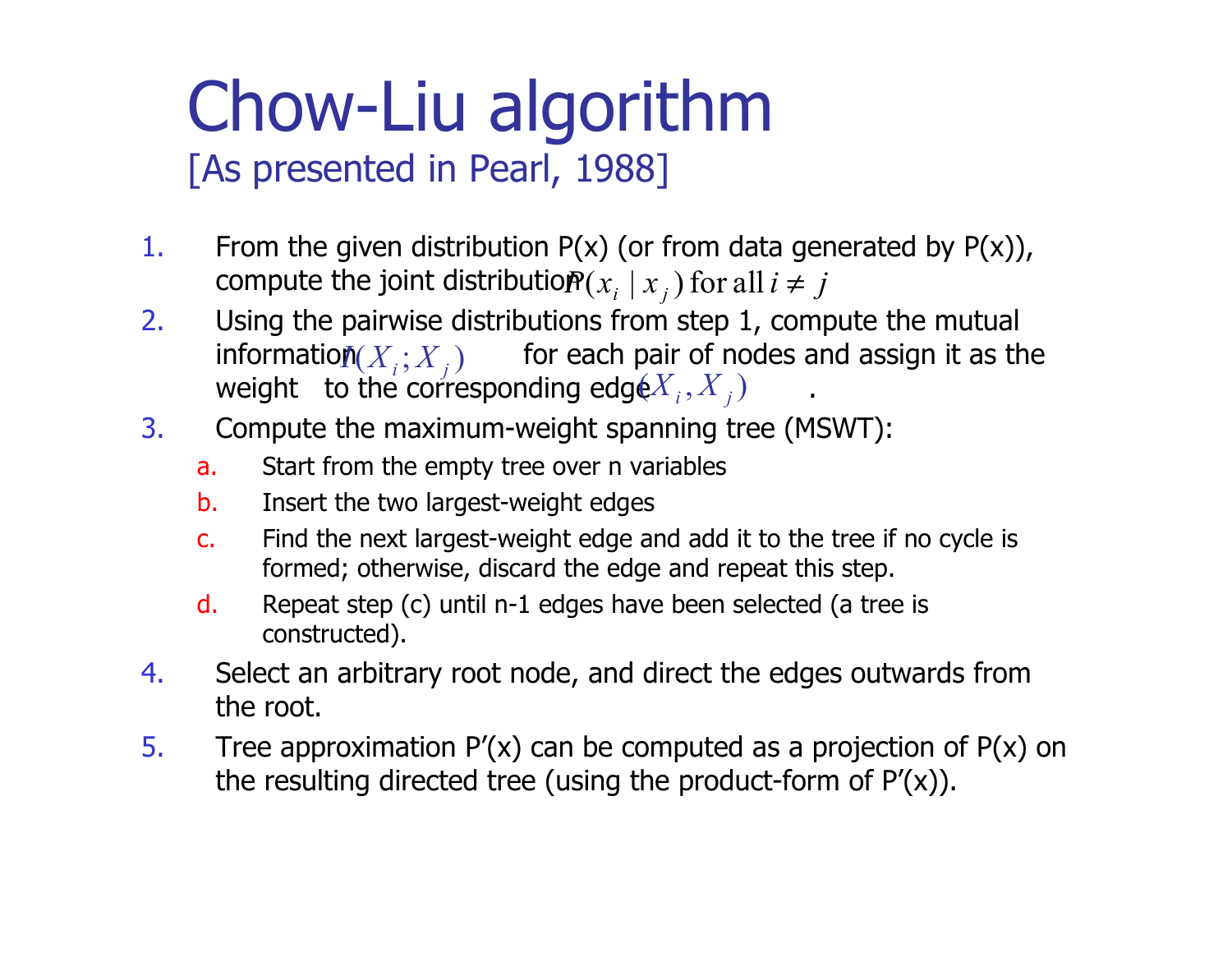# Chow-Liu algorithm

## [As presented in Pearl, 1988]

1. From the given distribution P(x) (or from data generated by P(x)), compute the joint distribution $P(x_i \mid x_j) \text{ for all } i \neq j$
2. Using the pairwise distributions from step 1, compute the mutual information $I(X_i; X_j)$ for each pair of nodes and assign it as the weight to the corresponding edge $(X_i, X_j)$.
3. Compute the maximum-weight spanning tree (MSWT):
   a. Start from the empty tree over n variables
   b. Insert the two largest-weight edges
   c. Find the next largest-weight edge and add it to the tree if no cycle is formed; otherwise, discard the edge and repeat this step.
   d. Repeat step (c) until n-1 edges have been selected (a tree is constructed).
4. Select an arbitrary root node, and direct the edges outwards from the root.
5. Tree approximation P'(x) can be computed as a projection of P(x) on the resulting directed tree (using the product-form of P'(x)).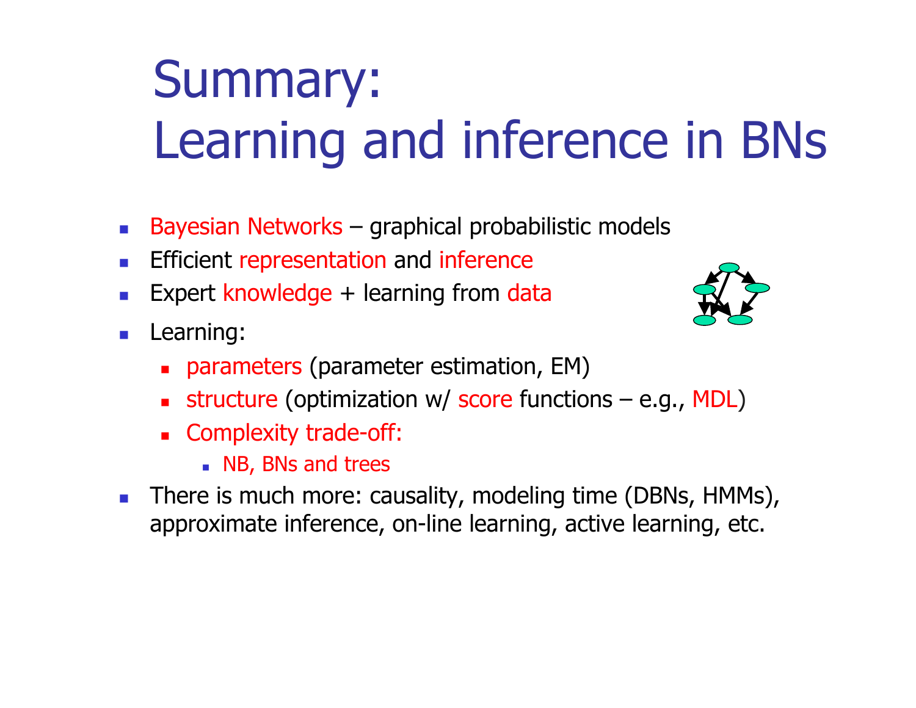# Summary: Learning and inference in BNs

- Bayesian Networks – graphical probabilistic models
- Efficient representation and inference
- Expert knowledge + learning from data
- Learning:
  - parameters (parameter estimation, EM)
  - structure (optimization w/ score functions – e.g., MDL)
  - Complexity trade-off:
    - NB, BNs and trees
- There is much more: causality, modeling time (DBNs, HMMs), approximate inference, on-line learning, active learning, etc.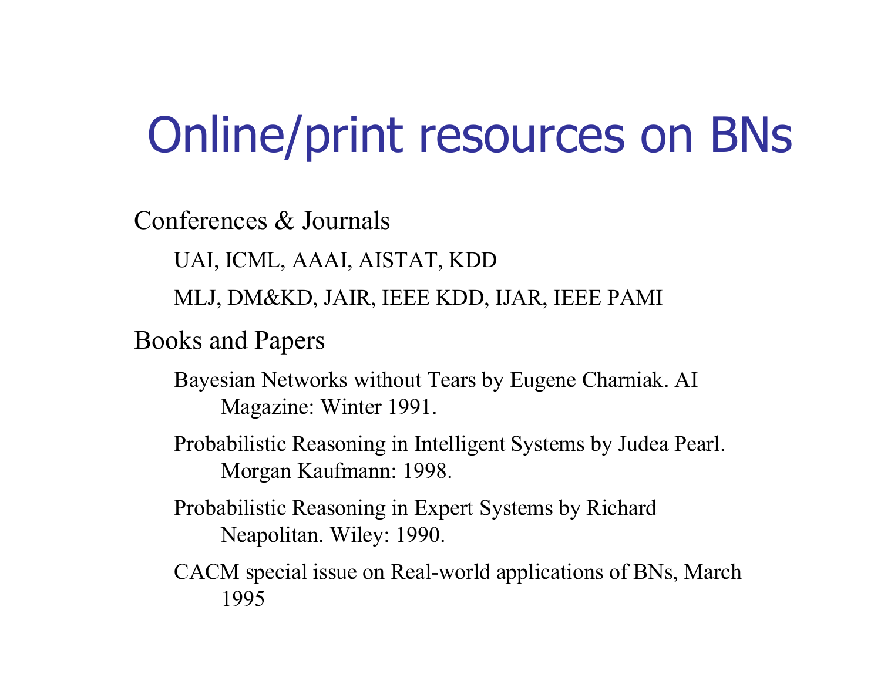# Online/print resources on BNs

Conferences & Journals

- UAI, ICML, AAAI, AISTAT, KDD
- MLJ, DM&KD, JAIR, IEEE KDD, IJAR, IEEE PAMI

Books and Papers

- Bayesian Networks without Tears by Eugene Charniak. AI Magazine: Winter 1991.
- Probabilistic Reasoning in Intelligent Systems by Judea Pearl. Morgan Kaufmann: 1998.
- Probabilistic Reasoning in Expert Systems by Richard Neapolitan. Wiley: 1990.
- CACM special issue on Real-world applications of BNs, March 1995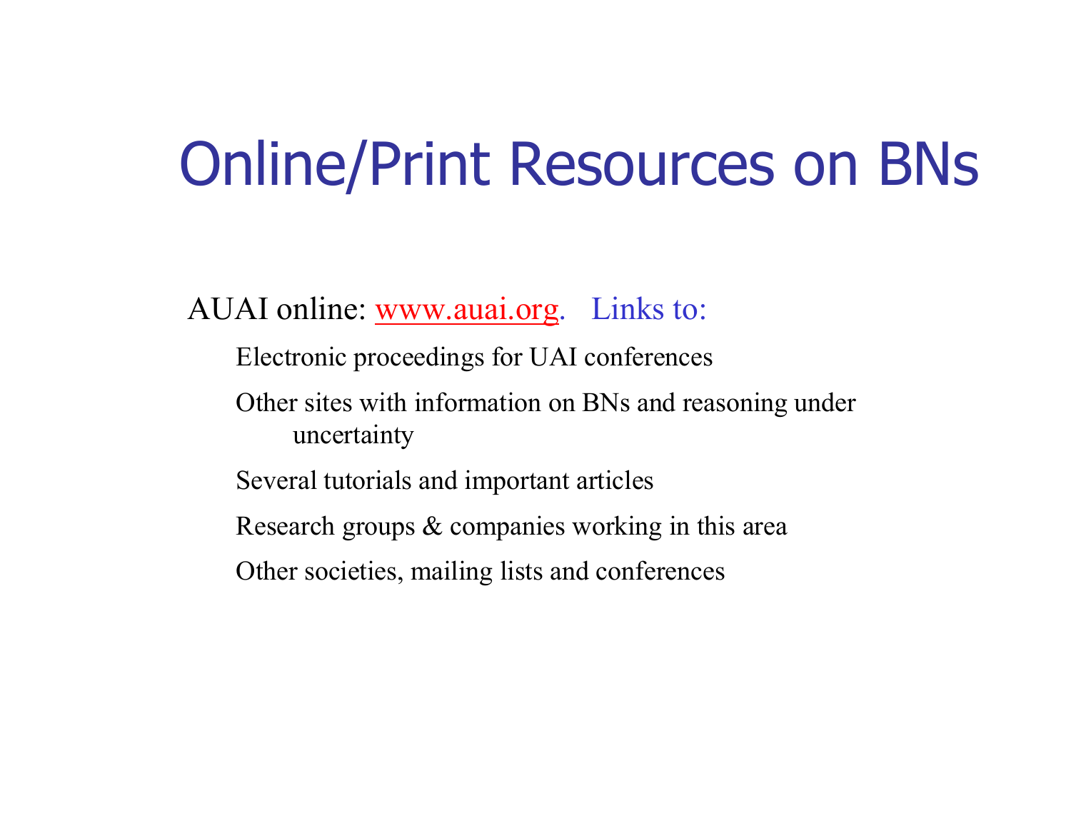# Online/Print Resources on BNs

AUAI online: www.auai.org. Links to:

- Electronic proceedings for UAI conferences
- Other sites with information on BNs and reasoning under uncertainty
- Several tutorials and important articles
- Research groups & companies working in this area
- Other societies, mailing lists and conferences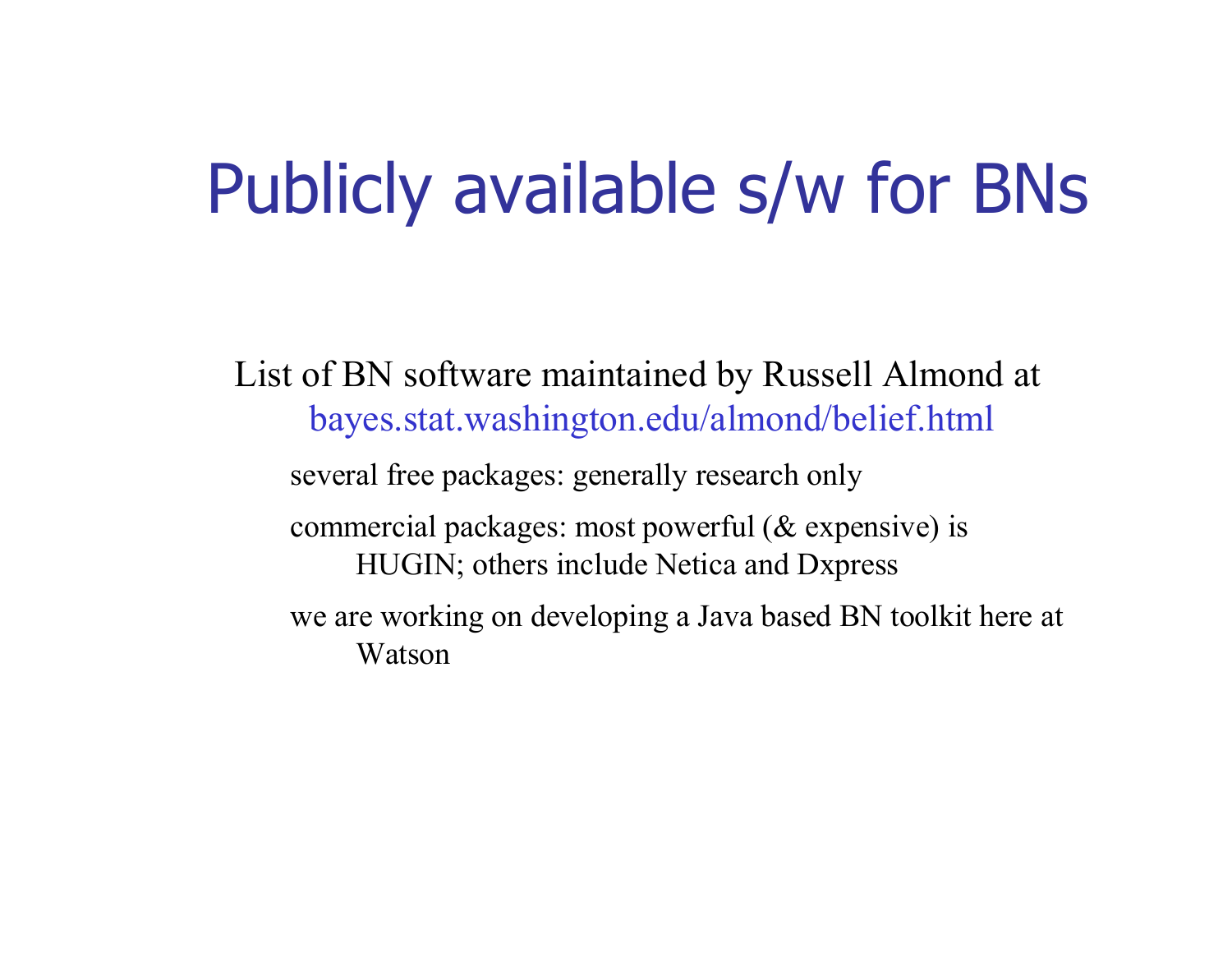# Publicly available s/w for BNs

List of BN software maintained by Russell Almond at
bayes.stat.washington.edu/almond/belief.html

- several free packages: generally research only
- commercial packages: most powerful (& expensive) is HUGIN; others include Netica and Dxpress
- we are working on developing a Java based BN toolkit here at Watson